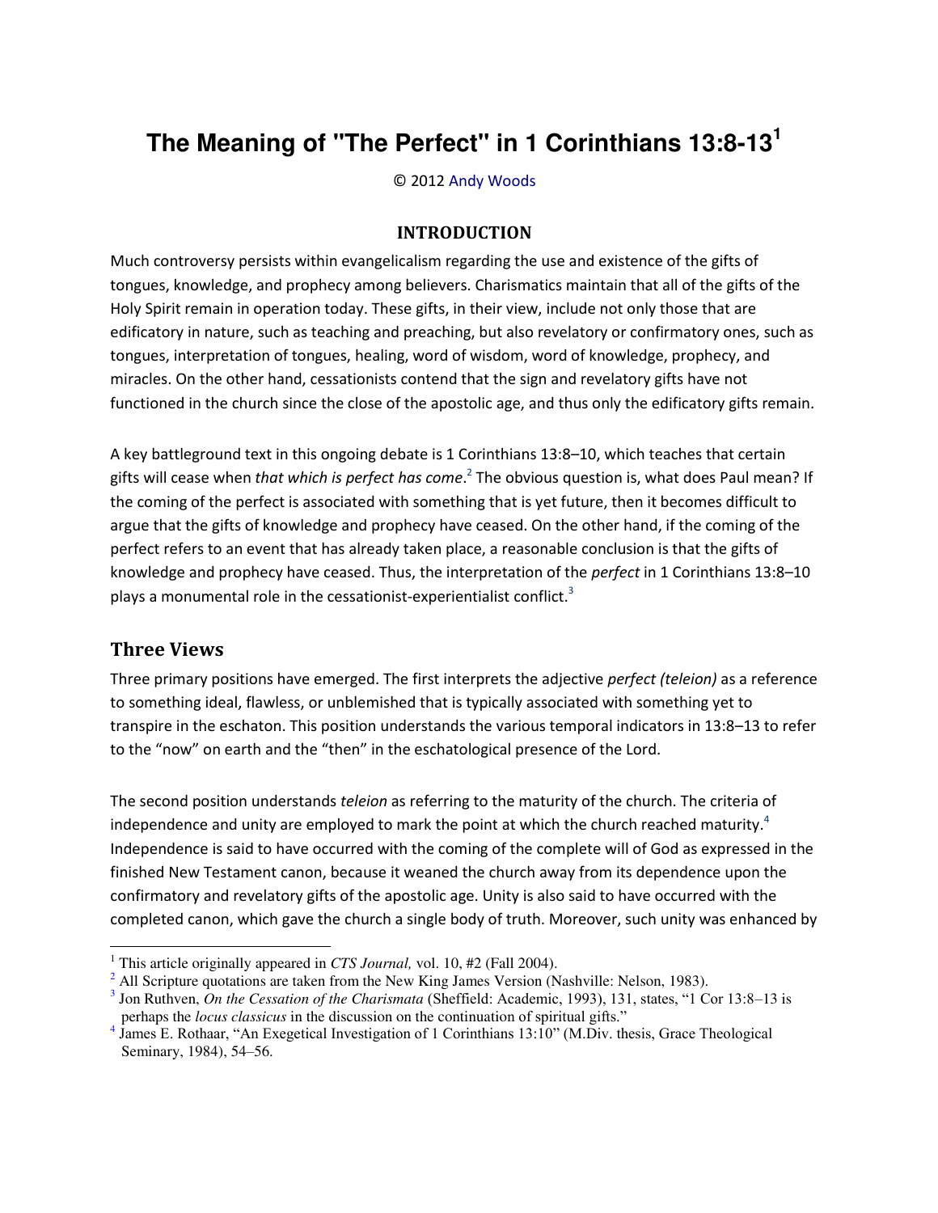# The Meaning of "The Perfect" in 1 Corinthians 13:8-13[1]

© 2012 Andy Woods

## INTRODUCTION

Much controversy persists within evangelicalism regarding the use and existence of the gifts of tongues, knowledge, and prophecy among believers. Charismatics maintain that all of the gifts of the Holy Spirit remain in operation today. These gifts, in their view, include not only those that are edificatory in nature, such as teaching and preaching, but also revelatory or confirmatory ones, such as tongues, interpretation of tongues, healing, word of wisdom, word of knowledge, prophecy, and miracles. On the other hand, cessationists contend that the sign and revelatory gifts have not functioned in the church since the close of the apostolic age, and thus only the edificatory gifts remain.

A key battleground text in this ongoing debate is 1 Corinthians 13:8–10, which teaches that certain gifts will cease when *that which is perfect has come*.[2] The obvious question is, what does Paul mean? If the coming of the perfect is associated with something that is yet future, then it becomes difficult to argue that the gifts of knowledge and prophecy have ceased. On the other hand, if the coming of the perfect refers to an event that has already taken place, a reasonable conclusion is that the gifts of knowledge and prophecy have ceased. Thus, the interpretation of the *perfect* in 1 Corinthians 13:8–10 plays a monumental role in the cessationist-experientialist conflict.[3]

### Three Views

Three primary positions have emerged. The first interprets the adjective *perfect (teleion)* as a reference to something ideal, flawless, or unblemished that is typically associated with something yet to transpire in the eschaton. This position understands the various temporal indicators in 13:8–13 to refer to the "now" on earth and the "then" in the eschatological presence of the Lord.

The second position understands *teleion* as referring to the maturity of the church. The criteria of independence and unity are employed to mark the point at which the church reached maturity.[4] Independence is said to have occurred with the coming of the complete will of God as expressed in the finished New Testament canon, because it weaned the church away from its dependence upon the confirmatory and revelatory gifts of the apostolic age. Unity is also said to have occurred with the completed canon, which gave the church a single body of truth. Moreover, such unity was enhanced by

---

[1] This article originally appeared in *CTS Journal,* vol. 10, #2 (Fall 2004).

[2] All Scripture quotations are taken from the New King James Version (Nashville: Nelson, 1983).

[3] Jon Ruthven, *On the Cessation of the Charismata* (Sheffield: Academic, 1993), 131, states, "1 Cor 13:8–13 is perhaps the *locus classicus* in the discussion on the continuation of spiritual gifts."

[4] James E. Rothaar, "An Exegetical Investigation of 1 Corinthians 13:10" (M.Div. thesis, Grace Theological Seminary, 1984), 54–56.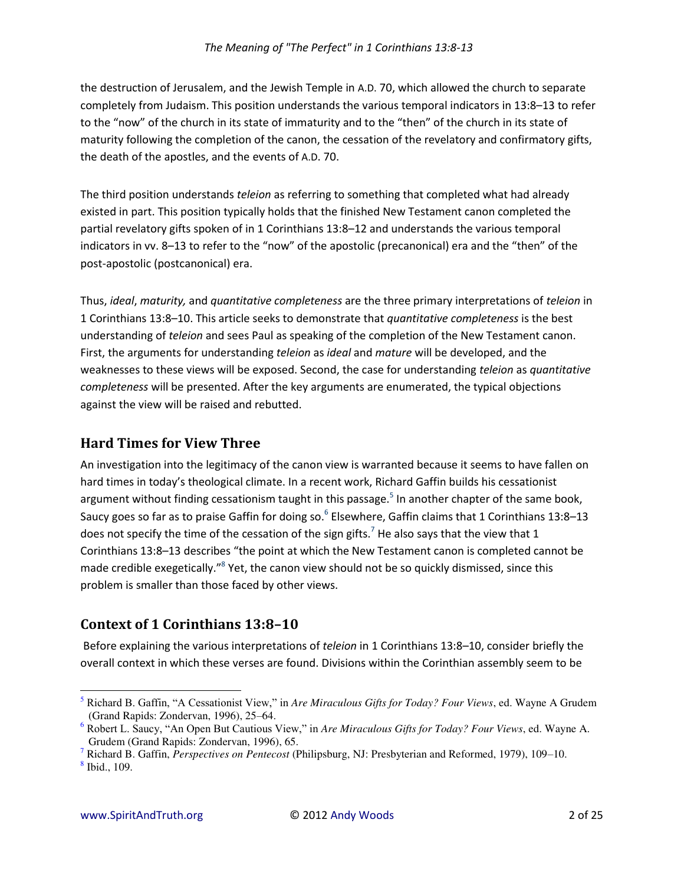the destruction of Jerusalem, and the Jewish Temple in A.D. 70, which allowed the church to separate completely from Judaism. This position understands the various temporal indicators in 13:8–13 to refer to the "now" of the church in its state of immaturity and to the "then" of the church in its state of maturity following the completion of the canon, the cessation of the revelatory and confirmatory gifts, the death of the apostles, and the events of A.D. 70.

The third position understands *teleion* as referring to something that completed what had already existed in part. This position typically holds that the finished New Testament canon completed the partial revelatory gifts spoken of in 1 Corinthians 13:8–12 and understands the various temporal indicators in vv. 8–13 to refer to the "now" of the apostolic (precanonical) era and the "then" of the post-apostolic (postcanonical) era.

Thus, *ideal*, *maturity,* and *quantitative completeness* are the three primary interpretations of *teleion* in 1 Corinthians 13:8–10. This article seeks to demonstrate that *quantitative completeness* is the best understanding of *teleion* and sees Paul as speaking of the completion of the New Testament canon. First, the arguments for understanding *teleion* as *ideal* and *mature* will be developed, and the weaknesses to these views will be exposed. Second, the case for understanding *teleion* as *quantitative completeness* will be presented. After the key arguments are enumerated, the typical objections against the view will be raised and rebutted.

## Hard Times for View Three

An investigation into the legitimacy of the canon view is warranted because it seems to have fallen on hard times in today's theological climate. In a recent work, Richard Gaffin builds his cessationist argument without finding cessationism taught in this passage.[5] In another chapter of the same book, Saucy goes so far as to praise Gaffin for doing so.[6] Elsewhere, Gaffin claims that 1 Corinthians 13:8–13 does not specify the time of the cessation of the sign gifts.[7] He also says that the view that 1 Corinthians 13:8–13 describes "the point at which the New Testament canon is completed cannot be made credible exegetically."[8] Yet, the canon view should not be so quickly dismissed, since this problem is smaller than those faced by other views.

## Context of 1 Corinthians 13:8–10

Before explaining the various interpretations of *teleion* in 1 Corinthians 13:8–10, consider briefly the overall context in which these verses are found. Divisions within the Corinthian assembly seem to be

---

[5] Richard B. Gaffin, "A Cessationist View," in *Are Miraculous Gifts for Today? Four Views*, ed. Wayne A Grudem (Grand Rapids: Zondervan, 1996), 25–64.

[6] Robert L. Saucy, "An Open But Cautious View," in *Are Miraculous Gifts for Today? Four Views*, ed. Wayne A. Grudem (Grand Rapids: Zondervan, 1996), 65.

[7] Richard B. Gaffin, *Perspectives on Pentecost* (Philipsburg, NJ: Presbyterian and Reformed, 1979), 109–10.

[8] Ibid., 109.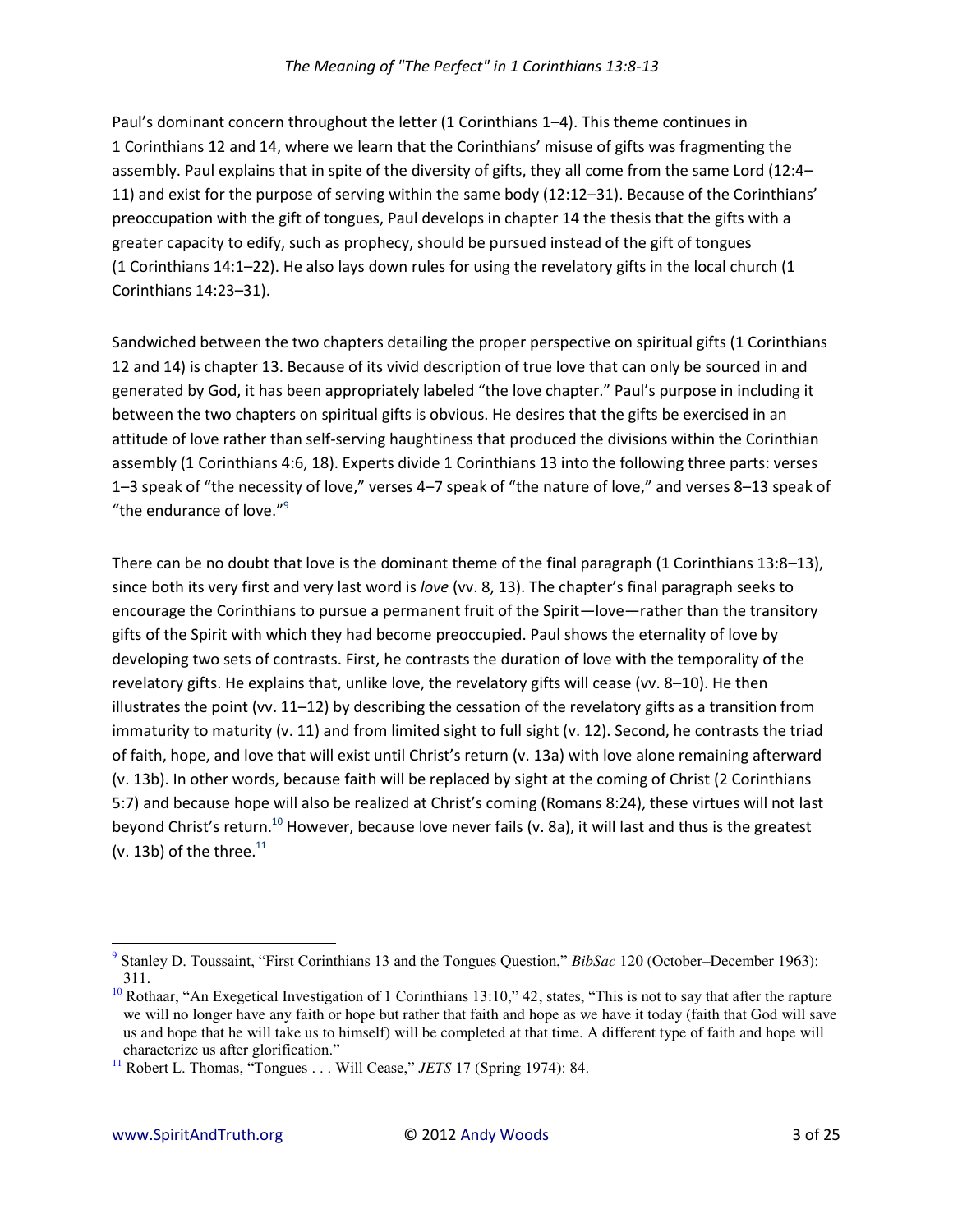Paul's dominant concern throughout the letter (1 Corinthians 1–4). This theme continues in 1 Corinthians 12 and 14, where we learn that the Corinthians' misuse of gifts was fragmenting the assembly. Paul explains that in spite of the diversity of gifts, they all come from the same Lord (12:4–11) and exist for the purpose of serving within the same body (12:12–31). Because of the Corinthians' preoccupation with the gift of tongues, Paul develops in chapter 14 the thesis that the gifts with a greater capacity to edify, such as prophecy, should be pursued instead of the gift of tongues (1 Corinthians 14:1–22). He also lays down rules for using the revelatory gifts in the local church (1 Corinthians 14:23–31).

Sandwiched between the two chapters detailing the proper perspective on spiritual gifts (1 Corinthians 12 and 14) is chapter 13. Because of its vivid description of true love that can only be sourced in and generated by God, it has been appropriately labeled "the love chapter." Paul's purpose in including it between the two chapters on spiritual gifts is obvious. He desires that the gifts be exercised in an attitude of love rather than self-serving haughtiness that produced the divisions within the Corinthian assembly (1 Corinthians 4:6, 18). Experts divide 1 Corinthians 13 into the following three parts: verses 1–3 speak of "the necessity of love," verses 4–7 speak of "the nature of love," and verses 8–13 speak of "the endurance of love."[9]

There can be no doubt that love is the dominant theme of the final paragraph (1 Corinthians 13:8–13), since both its very first and very last word is *love* (vv. 8, 13). The chapter's final paragraph seeks to encourage the Corinthians to pursue a permanent fruit of the Spirit—love—rather than the transitory gifts of the Spirit with which they had become preoccupied. Paul shows the eternality of love by developing two sets of contrasts. First, he contrasts the duration of love with the temporality of the revelatory gifts. He explains that, unlike love, the revelatory gifts will cease (vv. 8–10). He then illustrates the point (vv. 11–12) by describing the cessation of the revelatory gifts as a transition from immaturity to maturity (v. 11) and from limited sight to full sight (v. 12). Second, he contrasts the triad of faith, hope, and love that will exist until Christ's return (v. 13a) with love alone remaining afterward (v. 13b). In other words, because faith will be replaced by sight at the coming of Christ (2 Corinthians 5:7) and because hope will also be realized at Christ's coming (Romans 8:24), these virtues will not last beyond Christ's return.[10] However, because love never fails (v. 8a), it will last and thus is the greatest (v. 13b) of the three.[11]

---

[9] Stanley D. Toussaint, "First Corinthians 13 and the Tongues Question," *BibSac* 120 (October–December 1963): 311.

[10] Rothaar, "An Exegetical Investigation of 1 Corinthians 13:10," 42, states, "This is not to say that after the rapture we will no longer have any faith or hope but rather that faith and hope as we have it today (faith that God will save us and hope that he will take us to himself) will be completed at that time. A different type of faith and hope will characterize us after glorification."

[11] Robert L. Thomas, "Tongues . . . Will Cease," *JETS* 17 (Spring 1974): 84.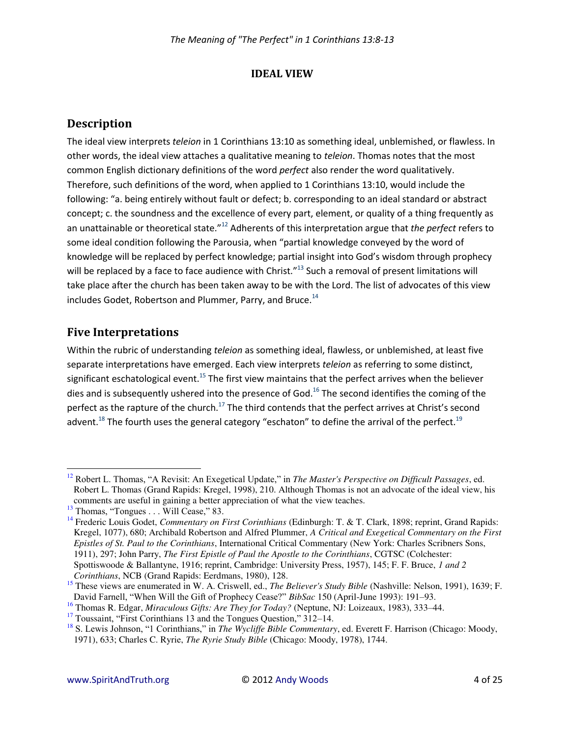## IDEAL VIEW

### Description

The ideal view interprets *teleion* in 1 Corinthians 13:10 as something ideal, unblemished, or flawless. In other words, the ideal view attaches a qualitative meaning to *teleion*. Thomas notes that the most common English dictionary definitions of the word *perfect* also render the word qualitatively. Therefore, such definitions of the word, when applied to 1 Corinthians 13:10, would include the following: "a. being entirely without fault or defect; b. corresponding to an ideal standard or abstract concept; c. the soundness and the excellence of every part, element, or quality of a thing frequently as an unattainable or theoretical state."[12] Adherents of this interpretation argue that *the perfect* refers to some ideal condition following the Parousia, when "partial knowledge conveyed by the word of knowledge will be replaced by perfect knowledge; partial insight into God's wisdom through prophecy will be replaced by a face to face audience with Christ."[13] Such a removal of present limitations will take place after the church has been taken away to be with the Lord. The list of advocates of this view includes Godet, Robertson and Plummer, Parry, and Bruce.[14]

### Five Interpretations

Within the rubric of understanding *teleion* as something ideal, flawless, or unblemished, at least five separate interpretations have emerged. Each view interprets *teleion* as referring to some distinct, significant eschatological event.[15] The first view maintains that the perfect arrives when the believer dies and is subsequently ushered into the presence of God.[16] The second identifies the coming of the perfect as the rapture of the church.[17] The third contends that the perfect arrives at Christ's second advent.[18] The fourth uses the general category "eschaton" to define the arrival of the perfect.[19]

---

[12] Robert L. Thomas, "A Revisit: An Exegetical Update," in *The Master's Perspective on Difficult Passages*, ed. Robert L. Thomas (Grand Rapids: Kregel, 1998), 210. Although Thomas is not an advocate of the ideal view, his comments are useful in gaining a better appreciation of what the view teaches.

[13] Thomas, "Tongues . . . Will Cease," 83.

[14] Frederic Louis Godet, *Commentary on First Corinthians* (Edinburgh: T. & T. Clark, 1898; reprint, Grand Rapids: Kregel, 1077), 680; Archibald Robertson and Alfred Plummer, *A Critical and Exegetical Commentary on the First Epistles of St. Paul to the Corinthians*, International Critical Commentary (New York: Charles Scribners Sons, 1911), 297; John Parry, *The First Epistle of Paul the Apostle to the Corinthians*, CGTSC (Colchester: Spottiswoode & Ballantyne, 1916; reprint, Cambridge: University Press, 1957), 145; F. F. Bruce, *1 and 2 Corinthians*, NCB (Grand Rapids: Eerdmans, 1980), 128.

[15] These views are enumerated in W. A. Criswell, ed., *The Believer's Study Bible* (Nashville: Nelson, 1991), 1639; F. David Farnell, "When Will the Gift of Prophecy Cease?" *BibSac* 150 (April-June 1993): 191–93.

[16] Thomas R. Edgar, *Miraculous Gifts: Are They for Today?* (Neptune, NJ: Loizeaux, 1983), 333–44.

[17] Toussaint, "First Corinthians 13 and the Tongues Question," 312–14.

[18] S. Lewis Johnson, "1 Corinthians," in *The Wycliffe Bible Commentary*, ed. Everett F. Harrison (Chicago: Moody, 1971), 633; Charles C. Ryrie, *The Ryrie Study Bible* (Chicago: Moody, 1978), 1744.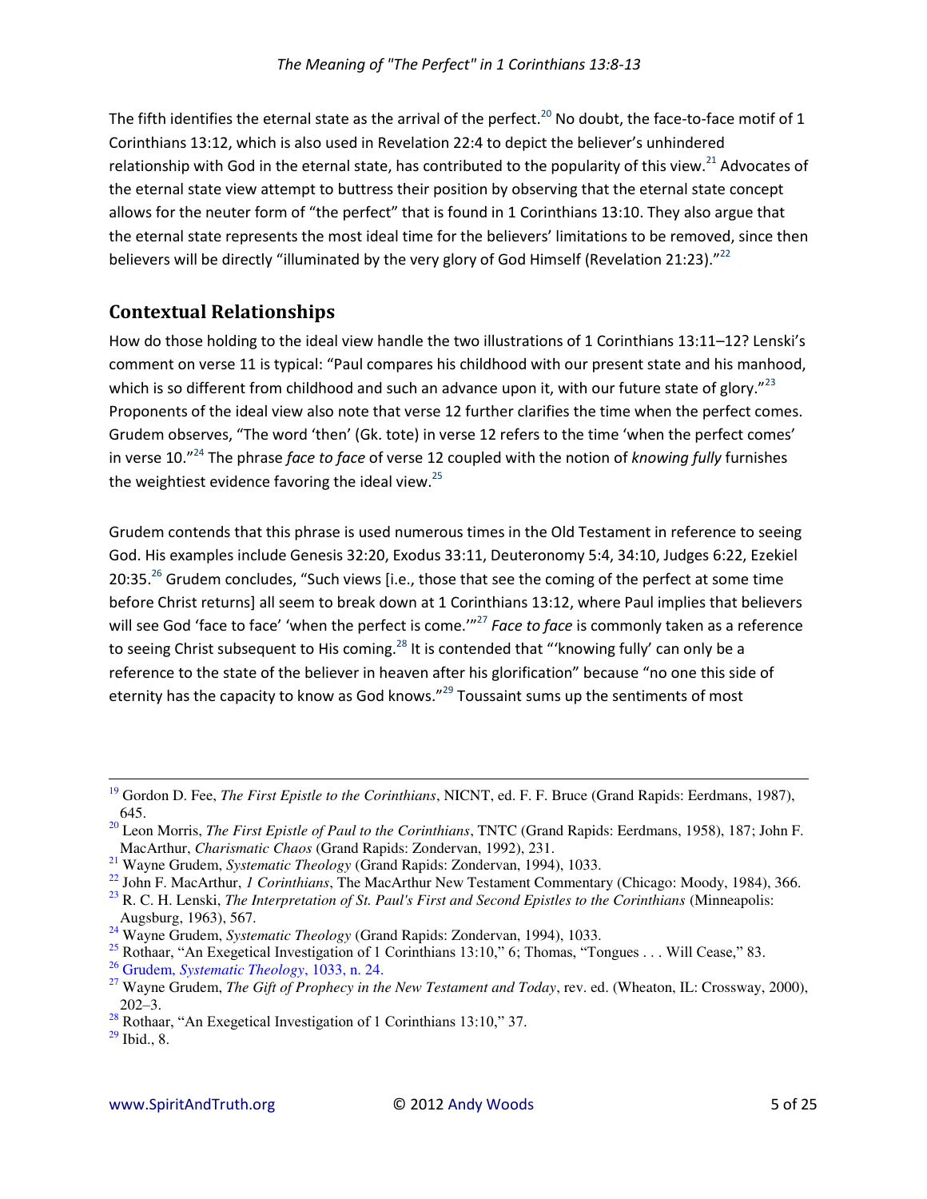The fifth identifies the eternal state as the arrival of the perfect.[20] No doubt, the face-to-face motif of 1 Corinthians 13:12, which is also used in Revelation 22:4 to depict the believer's unhindered relationship with God in the eternal state, has contributed to the popularity of this view.[21] Advocates of the eternal state view attempt to buttress their position by observing that the eternal state concept allows for the neuter form of "the perfect" that is found in 1 Corinthians 13:10. They also argue that the eternal state represents the most ideal time for the believers' limitations to be removed, since then believers will be directly "illuminated by the very glory of God Himself (Revelation 21:23)."[22]

## Contextual Relationships

How do those holding to the ideal view handle the two illustrations of 1 Corinthians 13:11–12? Lenski's comment on verse 11 is typical: "Paul compares his childhood with our present state and his manhood, which is so different from childhood and such an advance upon it, with our future state of glory."[23] Proponents of the ideal view also note that verse 12 further clarifies the time when the perfect comes. Grudem observes, "The word 'then' (Gk. tote) in verse 12 refers to the time 'when the perfect comes' in verse 10."[24] The phrase *face to face* of verse 12 coupled with the notion of *knowing fully* furnishes the weightiest evidence favoring the ideal view.[25]

Grudem contends that this phrase is used numerous times in the Old Testament in reference to seeing God. His examples include Genesis 32:20, Exodus 33:11, Deuteronomy 5:4, 34:10, Judges 6:22, Ezekiel 20:35.[26] Grudem concludes, "Such views [i.e., those that see the coming of the perfect at some time before Christ returns] all seem to break down at 1 Corinthians 13:12, where Paul implies that believers will see God 'face to face' 'when the perfect is come.'"[27] *Face to face* is commonly taken as a reference to seeing Christ subsequent to His coming.[28] It is contended that "'knowing fully' can only be a reference to the state of the believer in heaven after his glorification" because "no one this side of eternity has the capacity to know as God knows."[29] Toussaint sums up the sentiments of most

---

[19] Gordon D. Fee, *The First Epistle to the Corinthians*, NICNT, ed. F. F. Bruce (Grand Rapids: Eerdmans, 1987), 645.

[20] Leon Morris, *The First Epistle of Paul to the Corinthians*, TNTC (Grand Rapids: Eerdmans, 1958), 187; John F. MacArthur, *Charismatic Chaos* (Grand Rapids: Zondervan, 1992), 231.

[21] Wayne Grudem, *Systematic Theology* (Grand Rapids: Zondervan, 1994), 1033.

[22] John F. MacArthur, *1 Corinthians*, The MacArthur New Testament Commentary (Chicago: Moody, 1984), 366.

[23] R. C. H. Lenski, *The Interpretation of St. Paul's First and Second Epistles to the Corinthians* (Minneapolis: Augsburg, 1963), 567.

[24] Wayne Grudem, *Systematic Theology* (Grand Rapids: Zondervan, 1994), 1033.

[25] Rothaar, "An Exegetical Investigation of 1 Corinthians 13:10," 6; Thomas, "Tongues . . . Will Cease," 83.

[26] Grudem, *Systematic Theology*, 1033, n. 24.

[27] Wayne Grudem, *The Gift of Prophecy in the New Testament and Today*, rev. ed. (Wheaton, IL: Crossway, 2000), 202–3.

[28] Rothaar, "An Exegetical Investigation of 1 Corinthians 13:10," 37.

[29] Ibid., 8.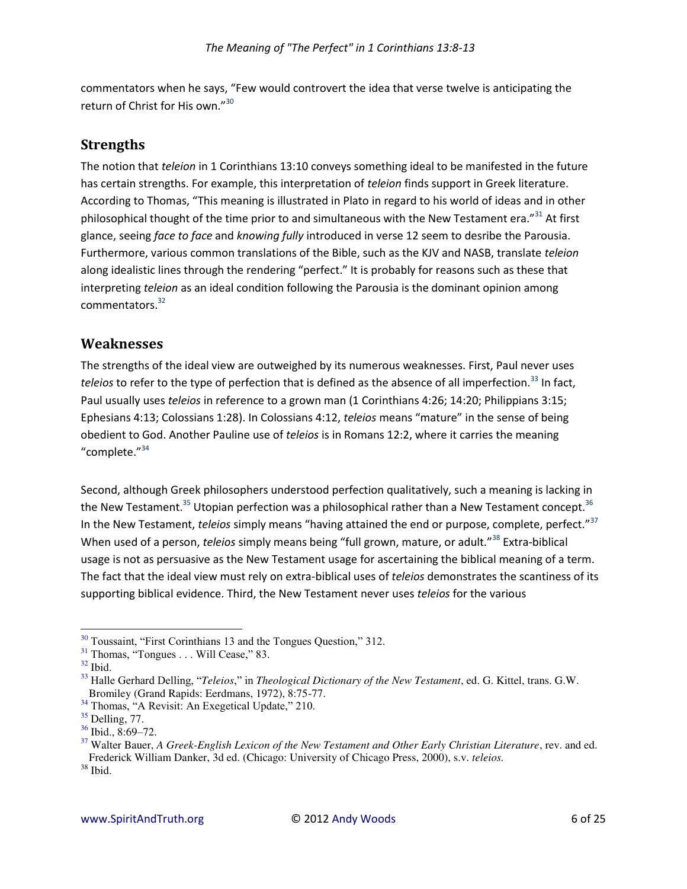commentators when he says, "Few would controvert the idea that verse twelve is anticipating the return of Christ for His own."[30]

## Strengths

The notion that *teleion* in 1 Corinthians 13:10 conveys something ideal to be manifested in the future has certain strengths. For example, this interpretation of *teleion* finds support in Greek literature. According to Thomas, "This meaning is illustrated in Plato in regard to his world of ideas and in other philosophical thought of the time prior to and simultaneous with the New Testament era."[31] At first glance, seeing *face to face* and *knowing fully* introduced in verse 12 seem to desribe the Parousia. Furthermore, various common translations of the Bible, such as the KJV and NASB, translate *teleion* along idealistic lines through the rendering "perfect." It is probably for reasons such as these that interpreting *teleion* as an ideal condition following the Parousia is the dominant opinion among commentators.[32]

## Weaknesses

The strengths of the ideal view are outweighed by its numerous weaknesses. First, Paul never uses *teleios* to refer to the type of perfection that is defined as the absence of all imperfection.[33] In fact, Paul usually uses *teleios* in reference to a grown man (1 Corinthians 4:26; 14:20; Philippians 3:15; Ephesians 4:13; Colossians 1:28). In Colossians 4:12, *teleios* means "mature" in the sense of being obedient to God. Another Pauline use of *teleios* is in Romans 12:2, where it carries the meaning "complete."[34]

Second, although Greek philosophers understood perfection qualitatively, such a meaning is lacking in the New Testament.[35] Utopian perfection was a philosophical rather than a New Testament concept.[36] In the New Testament, *teleios* simply means "having attained the end or purpose, complete, perfect."[37] When used of a person, *teleios* simply means being "full grown, mature, or adult."[38] Extra-biblical usage is not as persuasive as the New Testament usage for ascertaining the biblical meaning of a term. The fact that the ideal view must rely on extra-biblical uses of *teleios* demonstrates the scantiness of its supporting biblical evidence. Third, the New Testament never uses *teleios* for the various

---

[30] Toussaint, "First Corinthians 13 and the Tongues Question," 312.

[31] Thomas, "Tongues . . . Will Cease," 83.

[32] Ibid.

[33] Halle Gerhard Delling, "*Teleios*," in *Theological Dictionary of the New Testament*, ed. G. Kittel, trans. G.W. Bromiley (Grand Rapids: Eerdmans, 1972), 8:75-77.

[34] Thomas, "A Revisit: An Exegetical Update," 210.

[35] Delling, 77.

[36] Ibid., 8:69–72.

[37] Walter Bauer, *A Greek-English Lexicon of the New Testament and Other Early Christian Literature*, rev. and ed. Frederick William Danker, 3d ed. (Chicago: University of Chicago Press, 2000), s.v. *teleios.*

[38] Ibid.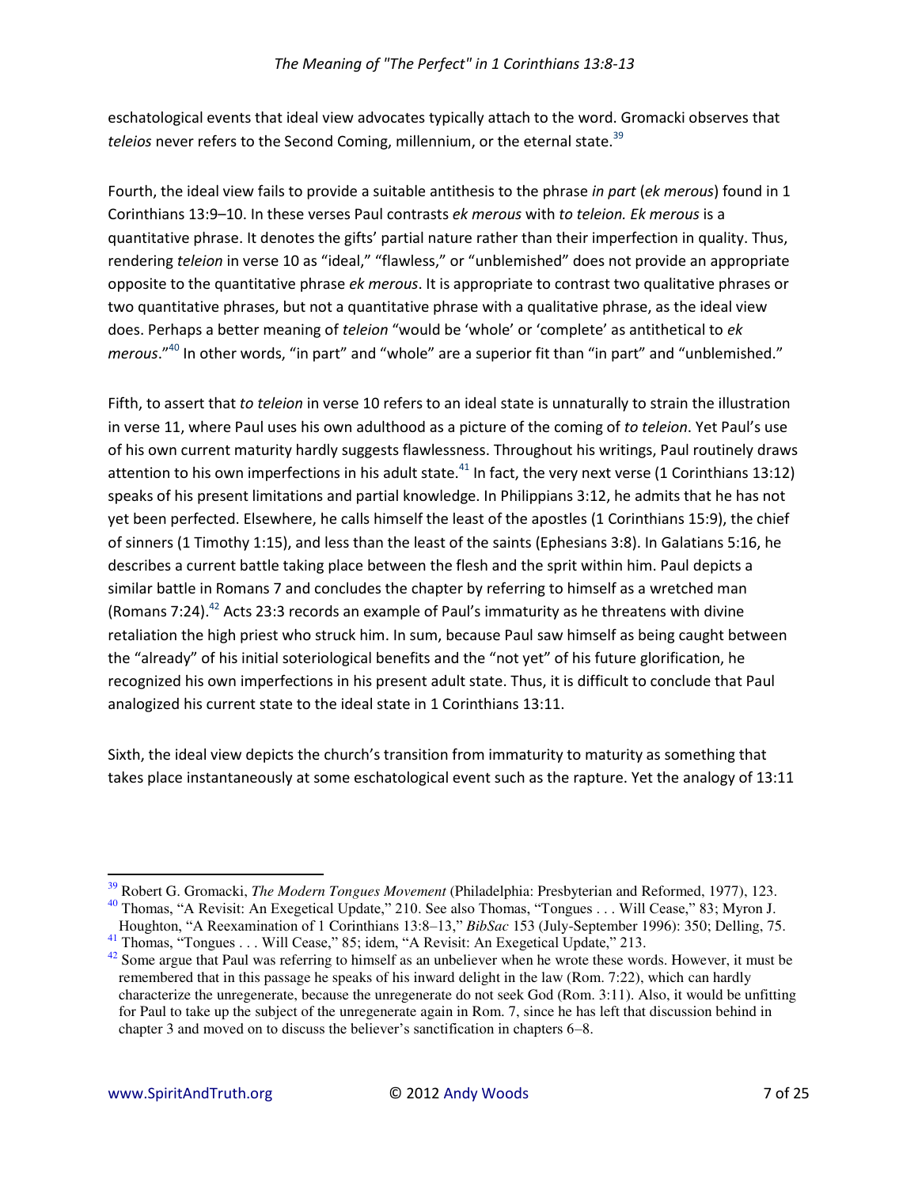eschatological events that ideal view advocates typically attach to the word. Gromacki observes that *teleios* never refers to the Second Coming, millennium, or the eternal state.[39]

Fourth, the ideal view fails to provide a suitable antithesis to the phrase *in part* (*ek merous*) found in 1 Corinthians 13:9–10. In these verses Paul contrasts *ek merous* with *to teleion. Ek merous* is a quantitative phrase. It denotes the gifts' partial nature rather than their imperfection in quality. Thus, rendering *teleion* in verse 10 as "ideal," "flawless," or "unblemished" does not provide an appropriate opposite to the quantitative phrase *ek merous*. It is appropriate to contrast two qualitative phrases or two quantitative phrases, but not a quantitative phrase with a qualitative phrase, as the ideal view does. Perhaps a better meaning of *teleion* "would be 'whole' or 'complete' as antithetical to *ek merous*."[40] In other words, "in part" and "whole" are a superior fit than "in part" and "unblemished."

Fifth, to assert that *to teleion* in verse 10 refers to an ideal state is unnaturally to strain the illustration in verse 11, where Paul uses his own adulthood as a picture of the coming of *to teleion*. Yet Paul's use of his own current maturity hardly suggests flawlessness. Throughout his writings, Paul routinely draws attention to his own imperfections in his adult state.[41] In fact, the very next verse (1 Corinthians 13:12) speaks of his present limitations and partial knowledge. In Philippians 3:12, he admits that he has not yet been perfected. Elsewhere, he calls himself the least of the apostles (1 Corinthians 15:9), the chief of sinners (1 Timothy 1:15), and less than the least of the saints (Ephesians 3:8). In Galatians 5:16, he describes a current battle taking place between the flesh and the sprit within him. Paul depicts a similar battle in Romans 7 and concludes the chapter by referring to himself as a wretched man (Romans 7:24).[42] Acts 23:3 records an example of Paul's immaturity as he threatens with divine retaliation the high priest who struck him. In sum, because Paul saw himself as being caught between the "already" of his initial soteriological benefits and the "not yet" of his future glorification, he recognized his own imperfections in his present adult state. Thus, it is difficult to conclude that Paul analogized his current state to the ideal state in 1 Corinthians 13:11.

Sixth, the ideal view depicts the church's transition from immaturity to maturity as something that takes place instantaneously at some eschatological event such as the rapture. Yet the analogy of 13:11

---

[39] Robert G. Gromacki, *The Modern Tongues Movement* (Philadelphia: Presbyterian and Reformed, 1977), 123.

[40] Thomas, "A Revisit: An Exegetical Update," 210. See also Thomas, "Tongues . . . Will Cease," 83; Myron J. Houghton, "A Reexamination of 1 Corinthians 13:8–13," *BibSac* 153 (July-September 1996): 350; Delling, 75.

[41] Thomas, "Tongues . . . Will Cease," 85; idem, "A Revisit: An Exegetical Update," 213.

[42] Some argue that Paul was referring to himself as an unbeliever when he wrote these words. However, it must be remembered that in this passage he speaks of his inward delight in the law (Rom. 7:22), which can hardly characterize the unregenerate, because the unregenerate do not seek God (Rom. 3:11). Also, it would be unfitting for Paul to take up the subject of the unregenerate again in Rom. 7, since he has left that discussion behind in chapter 3 and moved on to discuss the believer's sanctification in chapters 6–8.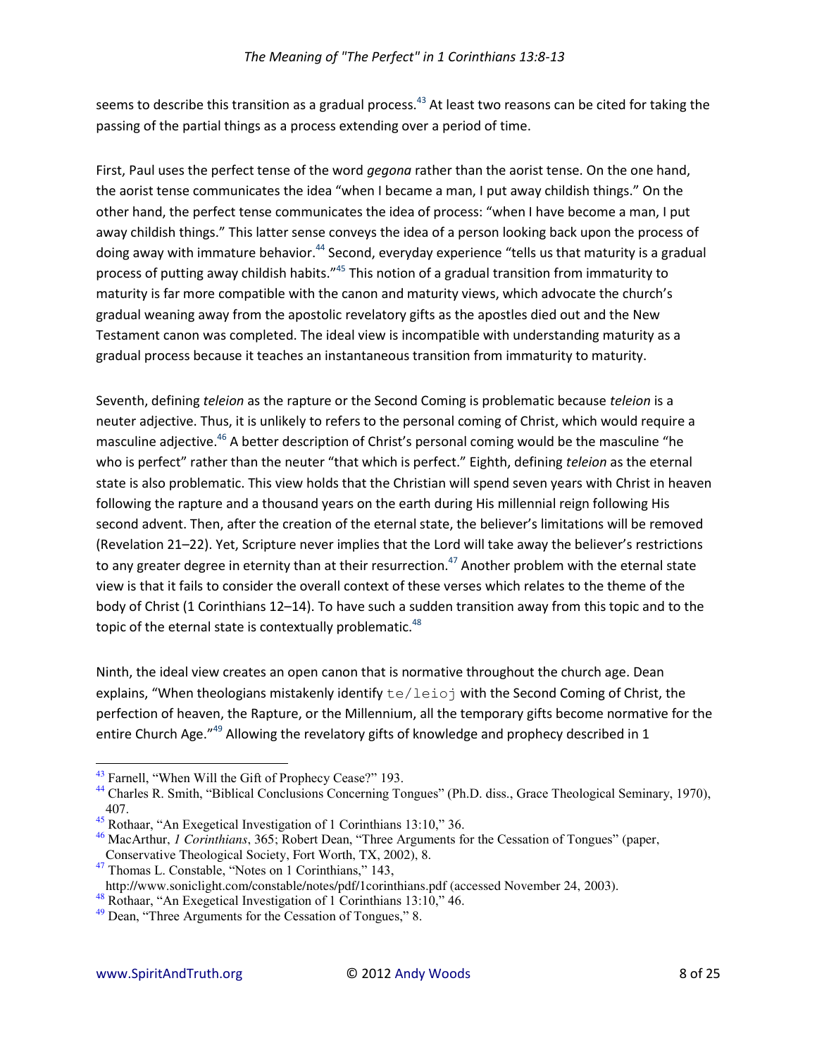seems to describe this transition as a gradual process.[43] At least two reasons can be cited for taking the passing of the partial things as a process extending over a period of time.

First, Paul uses the perfect tense of the word *gegona* rather than the aorist tense. On the one hand, the aorist tense communicates the idea "when I became a man, I put away childish things." On the other hand, the perfect tense communicates the idea of process: "when I have become a man, I put away childish things." This latter sense conveys the idea of a person looking back upon the process of doing away with immature behavior.[44] Second, everyday experience "tells us that maturity is a gradual process of putting away childish habits."[45] This notion of a gradual transition from immaturity to maturity is far more compatible with the canon and maturity views, which advocate the church's gradual weaning away from the apostolic revelatory gifts as the apostles died out and the New Testament canon was completed. The ideal view is incompatible with understanding maturity as a gradual process because it teaches an instantaneous transition from immaturity to maturity.

Seventh, defining *teleion* as the rapture or the Second Coming is problematic because *teleion* is a neuter adjective. Thus, it is unlikely to refers to the personal coming of Christ, which would require a masculine adjective.[46] A better description of Christ's personal coming would be the masculine "he who is perfect" rather than the neuter "that which is perfect." Eighth, defining *teleion* as the eternal state is also problematic. This view holds that the Christian will spend seven years with Christ in heaven following the rapture and a thousand years on the earth during His millennial reign following His second advent. Then, after the creation of the eternal state, the believer's limitations will be removed (Revelation 21–22). Yet, Scripture never implies that the Lord will take away the believer's restrictions to any greater degree in eternity than at their resurrection.[47] Another problem with the eternal state view is that it fails to consider the overall context of these verses which relates to the theme of the body of Christ (1 Corinthians 12–14). To have such a sudden transition away from this topic and to the topic of the eternal state is contextually problematic.[48]

Ninth, the ideal view creates an open canon that is normative throughout the church age. Dean explains, "When theologians mistakenly identify te/leioj with the Second Coming of Christ, the perfection of heaven, the Rapture, or the Millennium, all the temporary gifts become normative for the entire Church Age."[49] Allowing the revelatory gifts of knowledge and prophecy described in 1

---

[43] Farnell, "When Will the Gift of Prophecy Cease?" 193.

[44] Charles R. Smith, "Biblical Conclusions Concerning Tongues" (Ph.D. diss., Grace Theological Seminary, 1970), 407.

[45] Rothaar, "An Exegetical Investigation of 1 Corinthians 13:10," 36.

[46] MacArthur, *1 Corinthians*, 365; Robert Dean, "Three Arguments for the Cessation of Tongues" (paper, Conservative Theological Society, Fort Worth, TX, 2002), 8.

[47] Thomas L. Constable, "Notes on 1 Corinthians," 143, http://www.soniclight.com/constable/notes/pdf/1corinthians.pdf (accessed November 24, 2003).

[48] Rothaar, "An Exegetical Investigation of 1 Corinthians 13:10," 46.

[49] Dean, "Three Arguments for the Cessation of Tongues," 8.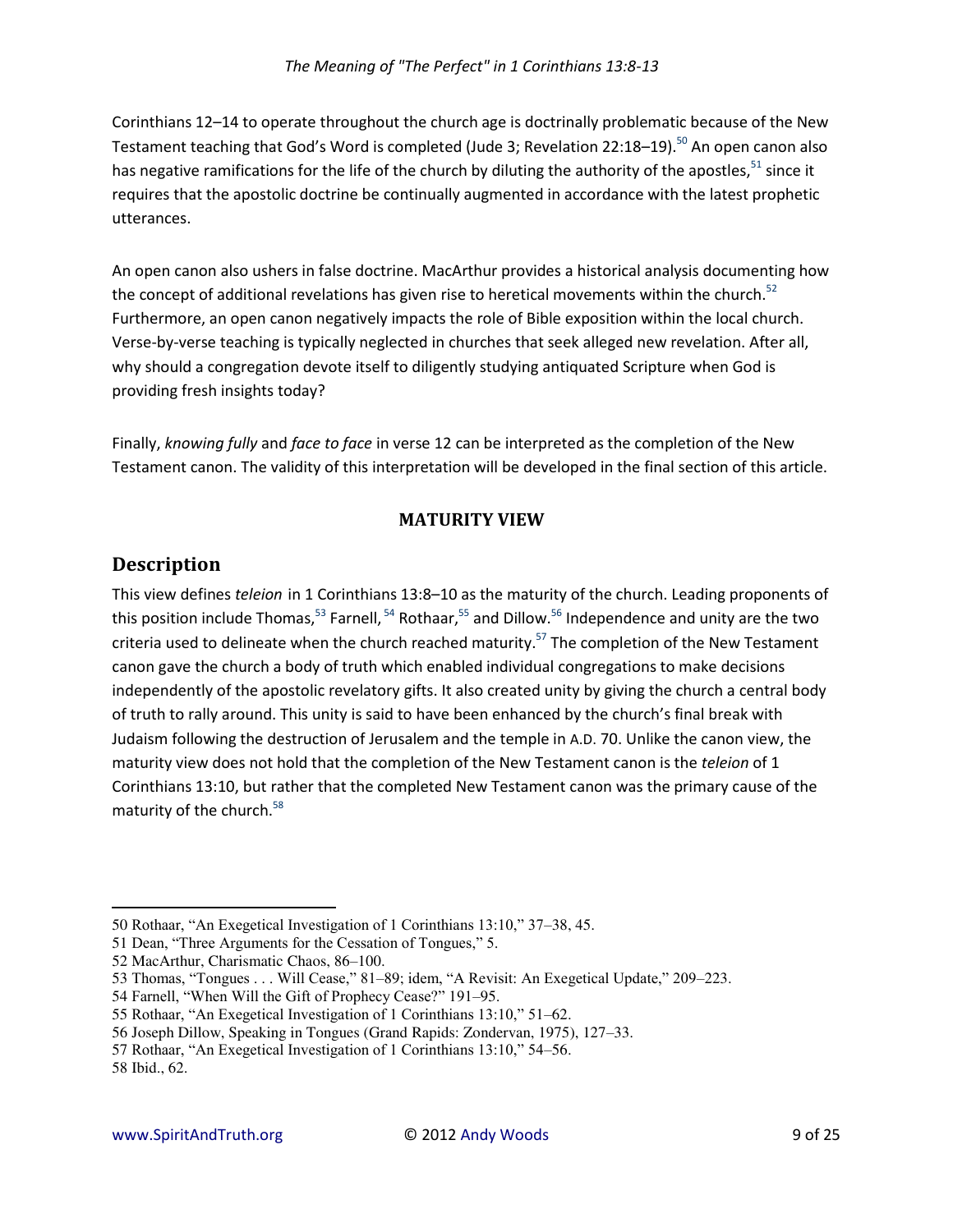Corinthians 12–14 to operate throughout the church age is doctrinally problematic because of the New Testament teaching that God's Word is completed (Jude 3; Revelation 22:18–19).[50] An open canon also has negative ramifications for the life of the church by diluting the authority of the apostles,[51] since it requires that the apostolic doctrine be continually augmented in accordance with the latest prophetic utterances.

An open canon also ushers in false doctrine. MacArthur provides a historical analysis documenting how the concept of additional revelations has given rise to heretical movements within the church.[52] Furthermore, an open canon negatively impacts the role of Bible exposition within the local church. Verse-by-verse teaching is typically neglected in churches that seek alleged new revelation. After all, why should a congregation devote itself to diligently studying antiquated Scripture when God is providing fresh insights today?

Finally, *knowing fully* and *face to face* in verse 12 can be interpreted as the completion of the New Testament canon. The validity of this interpretation will be developed in the final section of this article.

## MATURITY VIEW

### Description

This view defines *teleion* in 1 Corinthians 13:8–10 as the maturity of the church. Leading proponents of this position include Thomas,[53] Farnell,[54] Rothaar,[55] and Dillow.[56] Independence and unity are the two criteria used to delineate when the church reached maturity.[57] The completion of the New Testament canon gave the church a body of truth which enabled individual congregations to make decisions independently of the apostolic revelatory gifts. It also created unity by giving the church a central body of truth to rally around. This unity is said to have been enhanced by the church's final break with Judaism following the destruction of Jerusalem and the temple in A.D. 70. Unlike the canon view, the maturity view does not hold that the completion of the New Testament canon is the *teleion* of 1 Corinthians 13:10, but rather that the completed New Testament canon was the primary cause of the maturity of the church.[58]

---

50 Rothaar, "An Exegetical Investigation of 1 Corinthians 13:10," 37–38, 45.
51 Dean, "Three Arguments for the Cessation of Tongues," 5.
52 MacArthur, Charismatic Chaos, 86–100.
53 Thomas, "Tongues . . . Will Cease," 81–89; idem, "A Revisit: An Exegetical Update," 209–223.
54 Farnell, "When Will the Gift of Prophecy Cease?" 191–95.
55 Rothaar, "An Exegetical Investigation of 1 Corinthians 13:10," 51–62.
56 Joseph Dillow, Speaking in Tongues (Grand Rapids: Zondervan, 1975), 127–33.
57 Rothaar, "An Exegetical Investigation of 1 Corinthians 13:10," 54–56.
58 Ibid., 62.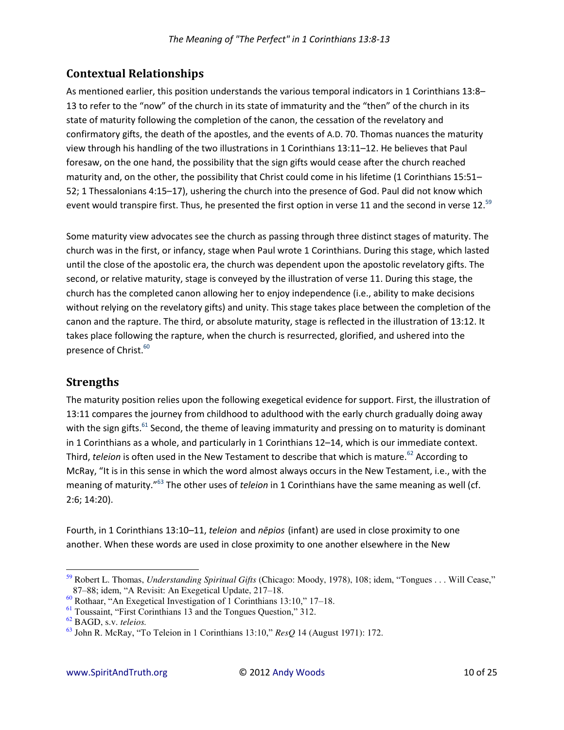## Contextual Relationships

As mentioned earlier, this position understands the various temporal indicators in 1 Corinthians 13:8–13 to refer to the "now" of the church in its state of immaturity and the "then" of the church in its state of maturity following the completion of the canon, the cessation of the revelatory and confirmatory gifts, the death of the apostles, and the events of A.D. 70. Thomas nuances the maturity view through his handling of the two illustrations in 1 Corinthians 13:11–12. He believes that Paul foresaw, on the one hand, the possibility that the sign gifts would cease after the church reached maturity and, on the other, the possibility that Christ could come in his lifetime (1 Corinthians 15:51–52; 1 Thessalonians 4:15–17), ushering the church into the presence of God. Paul did not know which event would transpire first. Thus, he presented the first option in verse 11 and the second in verse 12.[59]

Some maturity view advocates see the church as passing through three distinct stages of maturity. The church was in the first, or infancy, stage when Paul wrote 1 Corinthians. During this stage, which lasted until the close of the apostolic era, the church was dependent upon the apostolic revelatory gifts. The second, or relative maturity, stage is conveyed by the illustration of verse 11. During this stage, the church has the completed canon allowing her to enjoy independence (i.e., ability to make decisions without relying on the revelatory gifts) and unity. This stage takes place between the completion of the canon and the rapture. The third, or absolute maturity, stage is reflected in the illustration of 13:12. It takes place following the rapture, when the church is resurrected, glorified, and ushered into the presence of Christ.[60]

## Strengths

The maturity position relies upon the following exegetical evidence for support. First, the illustration of 13:11 compares the journey from childhood to adulthood with the early church gradually doing away with the sign gifts.[61] Second, the theme of leaving immaturity and pressing on to maturity is dominant in 1 Corinthians as a whole, and particularly in 1 Corinthians 12–14, which is our immediate context. Third, *teleion* is often used in the New Testament to describe that which is mature.[62] According to McRay, "It is in this sense in which the word almost always occurs in the New Testament, i.e., with the meaning of maturity."[63] The other uses of *teleion* in 1 Corinthians have the same meaning as well (cf. 2:6; 14:20).

Fourth, in 1 Corinthians 13:10–11, *teleion* and *nēpios* (infant) are used in close proximity to one another. When these words are used in close proximity to one another elsewhere in the New

---

[59] Robert L. Thomas, *Understanding Spiritual Gifts* (Chicago: Moody, 1978), 108; idem, "Tongues . . . Will Cease," 87–88; idem, "A Revisit: An Exegetical Update, 217–18.

[60] Rothaar, "An Exegetical Investigation of 1 Corinthians 13:10," 17–18.

[61] Toussaint, "First Corinthians 13 and the Tongues Question," 312.

[62] BAGD, s.v. *teleios.*

[63] John R. McRay, "To Teleion in 1 Corinthians 13:10," *ResQ* 14 (August 1971): 172.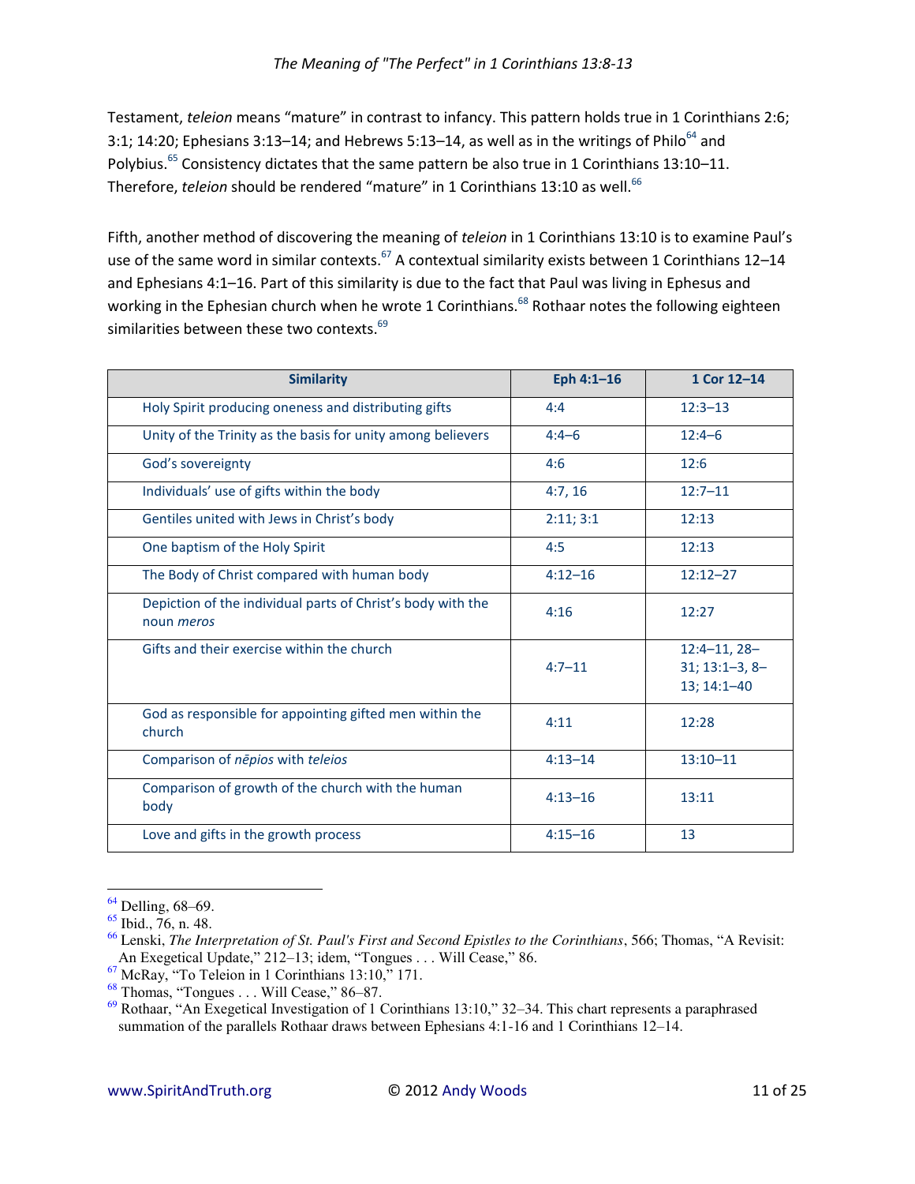Testament, *teleion* means "mature" in contrast to infancy. This pattern holds true in 1 Corinthians 2:6; 3:1; 14:20; Ephesians 3:13–14; and Hebrews 5:13–14, as well as in the writings of Philo[64] and Polybius.[65] Consistency dictates that the same pattern be also true in 1 Corinthians 13:10–11. Therefore, *teleion* should be rendered "mature" in 1 Corinthians 13:10 as well.[66]

Fifth, another method of discovering the meaning of *teleion* in 1 Corinthians 13:10 is to examine Paul's use of the same word in similar contexts.[67] A contextual similarity exists between 1 Corinthians 12–14 and Ephesians 4:1–16. Part of this similarity is due to the fact that Paul was living in Ephesus and working in the Ephesian church when he wrote 1 Corinthians.[68] Rothaar notes the following eighteen similarities between these two contexts.[69]

| Similarity | Eph 4:1–16 | 1 Cor 12–14 |
|---|---|---|
| Holy Spirit producing oneness and distributing gifts | 4:4 | 12:3–13 |
| Unity of the Trinity as the basis for unity among believers | 4:4–6 | 12:4–6 |
| God's sovereignty | 4:6 | 12:6 |
| Individuals' use of gifts within the body | 4:7, 16 | 12:7–11 |
| Gentiles united with Jews in Christ's body | 2:11; 3:1 | 12:13 |
| One baptism of the Holy Spirit | 4:5 | 12:13 |
| The Body of Christ compared with human body | 4:12–16 | 12:12–27 |
| Depiction of the individual parts of Christ's body with the noun *meros* | 4:16 | 12:27 |
| Gifts and their exercise within the church | 4:7–11 | 12:4–11, 28–31; 13:1–3, 8–13; 14:1–40 |
| God as responsible for appointing gifted men within the church | 4:11 | 12:28 |
| Comparison of *nēpios* with *teleios* | 4:13–14 | 13:10–11 |
| Comparison of growth of the church with the human body | 4:13–16 | 13:11 |
| Love and gifts in the growth process | 4:15–16 | 13 |

---

[64] Delling, 68–69.

[65] Ibid., 76, n. 48.

[66] Lenski, *The Interpretation of St. Paul's First and Second Epistles to the Corinthians*, 566; Thomas, "A Revisit: An Exegetical Update," 212–13; idem, "Tongues . . . Will Cease," 86.

[67] McRay, "To Teleion in 1 Corinthians 13:10," 171.

[68] Thomas, "Tongues . . . Will Cease," 86–87.

[69] Rothaar, "An Exegetical Investigation of 1 Corinthians 13:10," 32–34. This chart represents a paraphrased summation of the parallels Rothaar draws between Ephesians 4:1-16 and 1 Corinthians 12–14.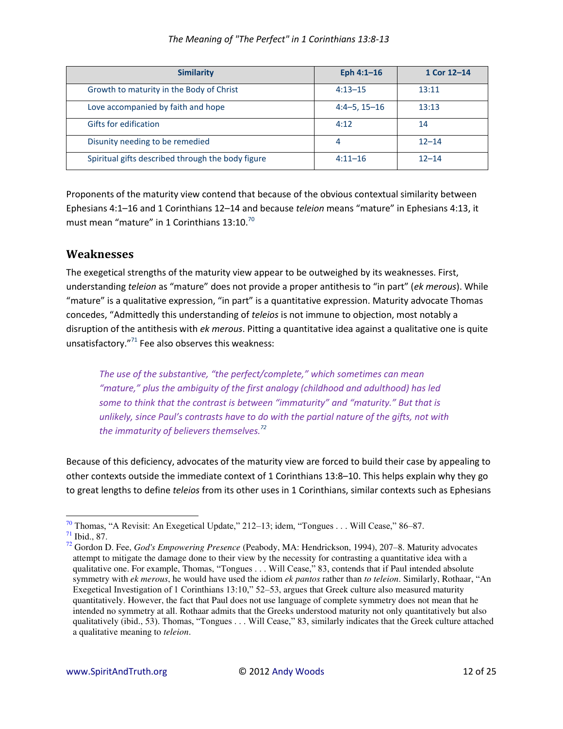| Similarity | Eph 4:1–16 | 1 Cor 12–14 |
|---|---|---|
| Growth to maturity in the Body of Christ | 4:13–15 | 13:11 |
| Love accompanied by faith and hope | 4:4–5, 15–16 | 13:13 |
| Gifts for edification | 4:12 | 14 |
| Disunity needing to be remedied | 4 | 12–14 |
| Spiritual gifts described through the body figure | 4:11–16 | 12–14 |

Proponents of the maturity view contend that because of the obvious contextual similarity between Ephesians 4:1–16 and 1 Corinthians 12–14 and because *teleion* means "mature" in Ephesians 4:13, it must mean "mature" in 1 Corinthians 13:10.[70]

## Weaknesses

The exegetical strengths of the maturity view appear to be outweighed by its weaknesses. First, understanding *teleion* as "mature" does not provide a proper antithesis to "in part" (*ek merous*). While "mature" is a qualitative expression, "in part" is a quantitative expression. Maturity advocate Thomas concedes, "Admittedly this understanding of *teleios* is not immune to objection, most notably a disruption of the antithesis with *ek merous*. Pitting a quantitative idea against a qualitative one is quite unsatisfactory."[71] Fee also observes this weakness:

> *The use of the substantive, "the perfect/complete," which sometimes can mean "mature," plus the ambiguity of the first analogy (childhood and adulthood) has led some to think that the contrast is between "immaturity" and "maturity." But that is unlikely, since Paul's contrasts have to do with the partial nature of the gifts, not with the immaturity of believers themselves.*[72]

Because of this deficiency, advocates of the maturity view are forced to build their case by appealing to other contexts outside the immediate context of 1 Corinthians 13:8–10. This helps explain why they go to great lengths to define *teleios* from its other uses in 1 Corinthians, similar contexts such as Ephesians

---

[70] Thomas, "A Revisit: An Exegetical Update," 212–13; idem, "Tongues . . . Will Cease," 86–87.

[71] Ibid., 87.

[72] Gordon D. Fee, *God's Empowering Presence* (Peabody, MA: Hendrickson, 1994), 207–8. Maturity advocates attempt to mitigate the damage done to their view by the necessity for contrasting a quantitative idea with a qualitative one. For example, Thomas, "Tongues . . . Will Cease," 83, contends that if Paul intended absolute symmetry with *ek merous*, he would have used the idiom *ek pantos* rather than *to teleion*. Similarly, Rothaar, "An Exegetical Investigation of 1 Corinthians 13:10," 52–53, argues that Greek culture also measured maturity quantitatively. However, the fact that Paul does not use language of complete symmetry does not mean that he intended no symmetry at all. Rothaar admits that the Greeks understood maturity not only quantitatively but also qualitatively (ibid., 53). Thomas, "Tongues . . . Will Cease," 83, similarly indicates that the Greek culture attached a qualitative meaning to *teleion*.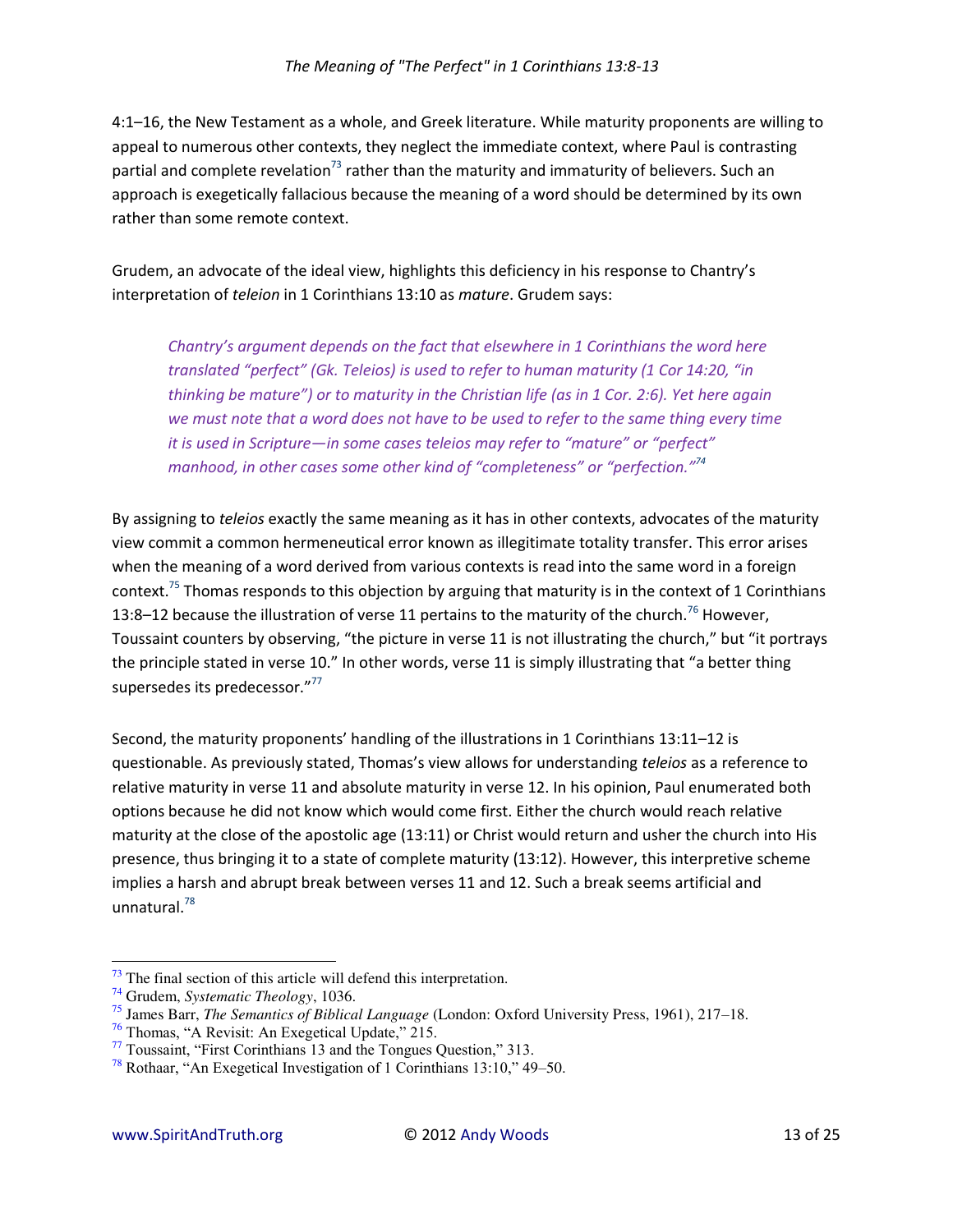4:1–16, the New Testament as a whole, and Greek literature. While maturity proponents are willing to appeal to numerous other contexts, they neglect the immediate context, where Paul is contrasting partial and complete revelation[73] rather than the maturity and immaturity of believers. Such an approach is exegetically fallacious because the meaning of a word should be determined by its own rather than some remote context.

Grudem, an advocate of the ideal view, highlights this deficiency in his response to Chantry's interpretation of *teleion* in 1 Corinthians 13:10 as *mature*. Grudem says:

> *Chantry's argument depends on the fact that elsewhere in 1 Corinthians the word here translated "perfect" (Gk. Teleios) is used to refer to human maturity (1 Cor 14:20, "in thinking be mature") or to maturity in the Christian life (as in 1 Cor. 2:6). Yet here again we must note that a word does not have to be used to refer to the same thing every time it is used in Scripture—in some cases teleios may refer to "mature" or "perfect" manhood, in other cases some other kind of "completeness" or "perfection."*[74]

By assigning to *teleios* exactly the same meaning as it has in other contexts, advocates of the maturity view commit a common hermeneutical error known as illegitimate totality transfer. This error arises when the meaning of a word derived from various contexts is read into the same word in a foreign context.[75] Thomas responds to this objection by arguing that maturity is in the context of 1 Corinthians 13:8–12 because the illustration of verse 11 pertains to the maturity of the church.[76] However, Toussaint counters by observing, "the picture in verse 11 is not illustrating the church," but "it portrays the principle stated in verse 10." In other words, verse 11 is simply illustrating that "a better thing supersedes its predecessor."[77]

Second, the maturity proponents' handling of the illustrations in 1 Corinthians 13:11–12 is questionable. As previously stated, Thomas's view allows for understanding *teleios* as a reference to relative maturity in verse 11 and absolute maturity in verse 12. In his opinion, Paul enumerated both options because he did not know which would come first. Either the church would reach relative maturity at the close of the apostolic age (13:11) or Christ would return and usher the church into His presence, thus bringing it to a state of complete maturity (13:12). However, this interpretive scheme implies a harsh and abrupt break between verses 11 and 12. Such a break seems artificial and unnatural.[78]

---

[73] The final section of this article will defend this interpretation.

[74] Grudem, *Systematic Theology*, 1036.

[75] James Barr, *The Semantics of Biblical Language* (London: Oxford University Press, 1961), 217–18.

[76] Thomas, "A Revisit: An Exegetical Update," 215.

[77] Toussaint, "First Corinthians 13 and the Tongues Question," 313.

[78] Rothaar, "An Exegetical Investigation of 1 Corinthians 13:10," 49–50.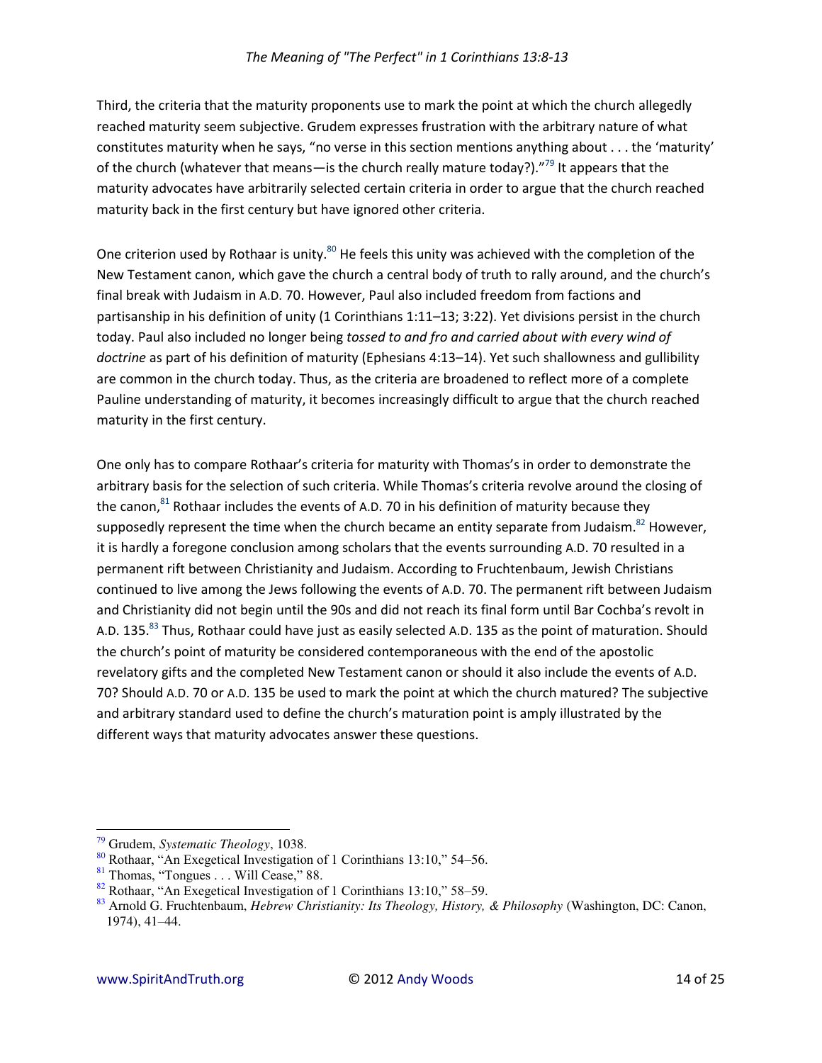Third, the criteria that the maturity proponents use to mark the point at which the church allegedly reached maturity seem subjective. Grudem expresses frustration with the arbitrary nature of what constitutes maturity when he says, "no verse in this section mentions anything about . . . the 'maturity' of the church (whatever that means—is the church really mature today?)."[79] It appears that the maturity advocates have arbitrarily selected certain criteria in order to argue that the church reached maturity back in the first century but have ignored other criteria.

One criterion used by Rothaar is unity.[80] He feels this unity was achieved with the completion of the New Testament canon, which gave the church a central body of truth to rally around, and the church's final break with Judaism in A.D. 70. However, Paul also included freedom from factions and partisanship in his definition of unity (1 Corinthians 1:11–13; 3:22). Yet divisions persist in the church today. Paul also included no longer being *tossed to and fro and carried about with every wind of doctrine* as part of his definition of maturity (Ephesians 4:13–14). Yet such shallowness and gullibility are common in the church today. Thus, as the criteria are broadened to reflect more of a complete Pauline understanding of maturity, it becomes increasingly difficult to argue that the church reached maturity in the first century.

One only has to compare Rothaar's criteria for maturity with Thomas's in order to demonstrate the arbitrary basis for the selection of such criteria. While Thomas's criteria revolve around the closing of the canon,[81] Rothaar includes the events of A.D. 70 in his definition of maturity because they supposedly represent the time when the church became an entity separate from Judaism.[82] However, it is hardly a foregone conclusion among scholars that the events surrounding A.D. 70 resulted in a permanent rift between Christianity and Judaism. According to Fruchtenbaum, Jewish Christians continued to live among the Jews following the events of A.D. 70. The permanent rift between Judaism and Christianity did not begin until the 90s and did not reach its final form until Bar Cochba's revolt in A.D. 135.[83] Thus, Rothaar could have just as easily selected A.D. 135 as the point of maturation. Should the church's point of maturity be considered contemporaneous with the end of the apostolic revelatory gifts and the completed New Testament canon or should it also include the events of A.D. 70? Should A.D. 70 or A.D. 135 be used to mark the point at which the church matured? The subjective and arbitrary standard used to define the church's maturation point is amply illustrated by the different ways that maturity advocates answer these questions.

---

[79] Grudem, *Systematic Theology*, 1038.

[80] Rothaar, "An Exegetical Investigation of 1 Corinthians 13:10," 54–56.

[81] Thomas, "Tongues . . . Will Cease," 88.

[82] Rothaar, "An Exegetical Investigation of 1 Corinthians 13:10," 58–59.

[83] Arnold G. Fruchtenbaum, *Hebrew Christianity: Its Theology, History, & Philosophy* (Washington, DC: Canon, 1974), 41–44.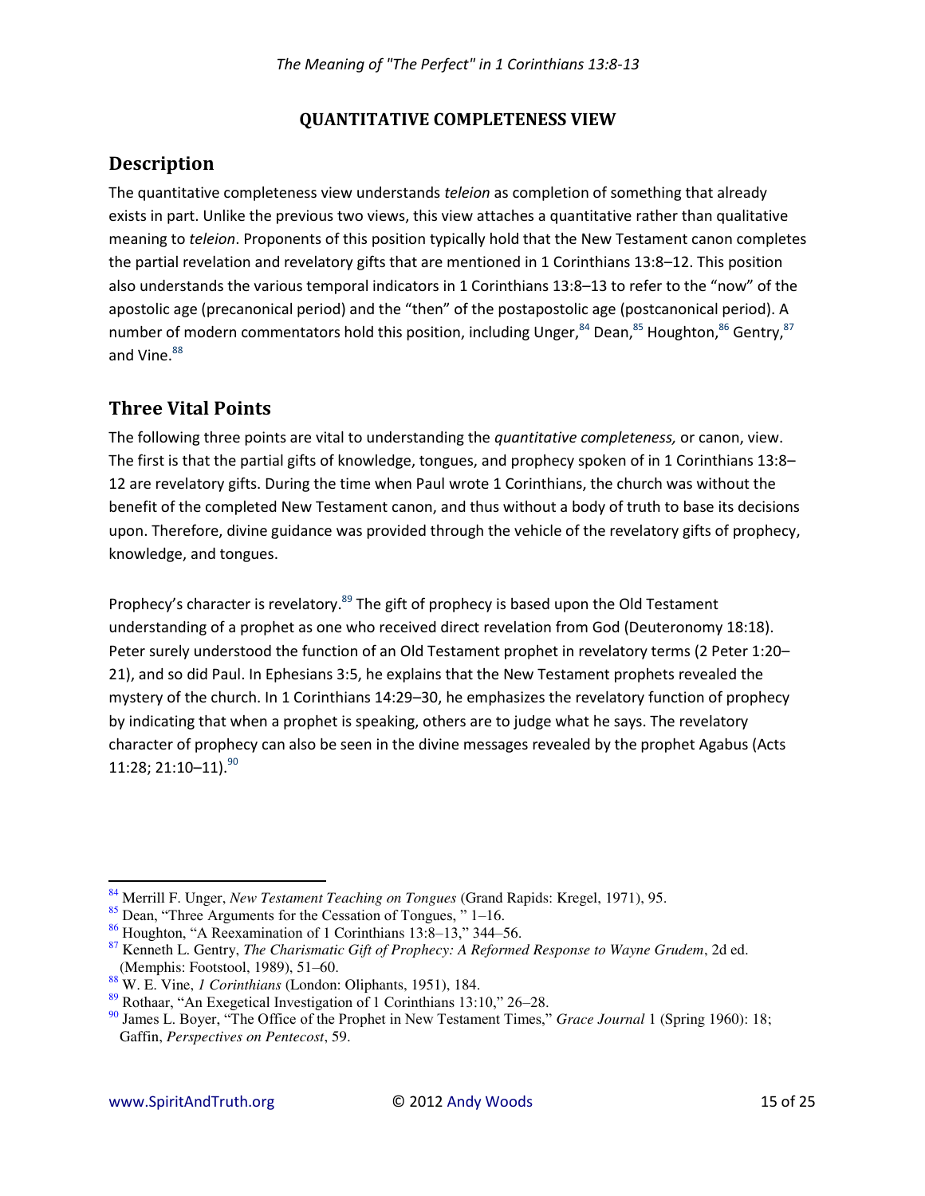## QUANTITATIVE COMPLETENESS VIEW

### Description

The quantitative completeness view understands *teleion* as completion of something that already exists in part. Unlike the previous two views, this view attaches a quantitative rather than qualitative meaning to *teleion*. Proponents of this position typically hold that the New Testament canon completes the partial revelation and revelatory gifts that are mentioned in 1 Corinthians 13:8–12. This position also understands the various temporal indicators in 1 Corinthians 13:8–13 to refer to the "now" of the apostolic age (precanonical period) and the "then" of the postapostolic age (postcanonical period). A number of modern commentators hold this position, including Unger,[84] Dean,[85] Houghton,[86] Gentry,[87] and Vine.[88]

### Three Vital Points

The following three points are vital to understanding the *quantitative completeness,* or canon, view. The first is that the partial gifts of knowledge, tongues, and prophecy spoken of in 1 Corinthians 13:8–12 are revelatory gifts. During the time when Paul wrote 1 Corinthians, the church was without the benefit of the completed New Testament canon, and thus without a body of truth to base its decisions upon. Therefore, divine guidance was provided through the vehicle of the revelatory gifts of prophecy, knowledge, and tongues.

Prophecy's character is revelatory.[89] The gift of prophecy is based upon the Old Testament understanding of a prophet as one who received direct revelation from God (Deuteronomy 18:18). Peter surely understood the function of an Old Testament prophet in revelatory terms (2 Peter 1:20–21), and so did Paul. In Ephesians 3:5, he explains that the New Testament prophets revealed the mystery of the church. In 1 Corinthians 14:29–30, he emphasizes the revelatory function of prophecy by indicating that when a prophet is speaking, others are to judge what he says. The revelatory character of prophecy can also be seen in the divine messages revealed by the prophet Agabus (Acts 11:28; 21:10–11).[90]

---

[84] Merrill F. Unger, *New Testament Teaching on Tongues* (Grand Rapids: Kregel, 1971), 95.

[85] Dean, "Three Arguments for the Cessation of Tongues, " 1–16.

[86] Houghton, "A Reexamination of 1 Corinthians 13:8–13," 344–56.

[87] Kenneth L. Gentry, *The Charismatic Gift of Prophecy: A Reformed Response to Wayne Grudem*, 2d ed. (Memphis: Footstool, 1989), 51–60.

[88] W. E. Vine, *1 Corinthians* (London: Oliphants, 1951), 184.

[89] Rothaar, "An Exegetical Investigation of 1 Corinthians 13:10," 26–28.

[90] James L. Boyer, "The Office of the Prophet in New Testament Times," *Grace Journal* 1 (Spring 1960): 18; Gaffin, *Perspectives on Pentecost*, 59.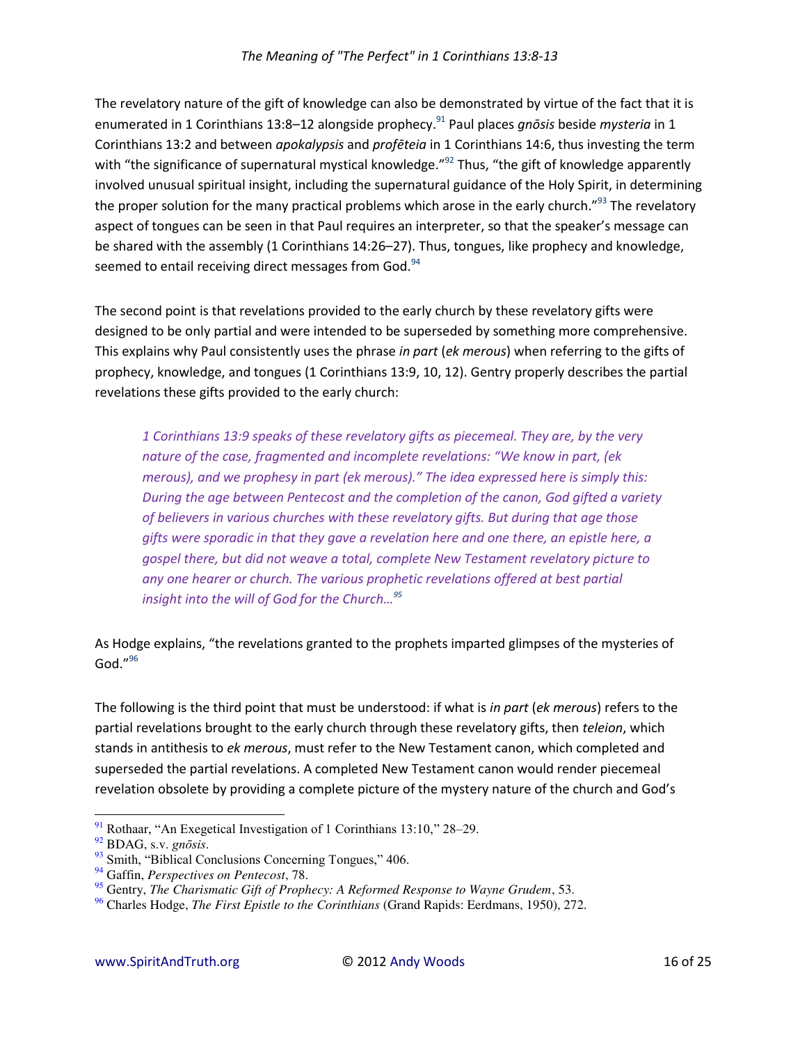The revelatory nature of the gift of knowledge can also be demonstrated by virtue of the fact that it is enumerated in 1 Corinthians 13:8–12 alongside prophecy.[91] Paul places *gnōsis* beside *mysteria* in 1 Corinthians 13:2 and between *apokalypsis* and *profēteia* in 1 Corinthians 14:6, thus investing the term with "the significance of supernatural mystical knowledge."[92] Thus, "the gift of knowledge apparently involved unusual spiritual insight, including the supernatural guidance of the Holy Spirit, in determining the proper solution for the many practical problems which arose in the early church."[93] The revelatory aspect of tongues can be seen in that Paul requires an interpreter, so that the speaker's message can be shared with the assembly (1 Corinthians 14:26–27). Thus, tongues, like prophecy and knowledge, seemed to entail receiving direct messages from God.[94]

The second point is that revelations provided to the early church by these revelatory gifts were designed to be only partial and were intended to be superseded by something more comprehensive. This explains why Paul consistently uses the phrase *in part* (*ek merous*) when referring to the gifts of prophecy, knowledge, and tongues (1 Corinthians 13:9, 10, 12). Gentry properly describes the partial revelations these gifts provided to the early church:

> *1 Corinthians 13:9 speaks of these revelatory gifts as piecemeal. They are, by the very nature of the case, fragmented and incomplete revelations: "We know in part, (ek merous), and we prophesy in part (ek merous)." The idea expressed here is simply this: During the age between Pentecost and the completion of the canon, God gifted a variety of believers in various churches with these revelatory gifts. But during that age those gifts were sporadic in that they gave a revelation here and one there, an epistle here, a gospel there, but did not weave a total, complete New Testament revelatory picture to any one hearer or church. The various prophetic revelations offered at best partial insight into the will of God for the Church…*[95]

As Hodge explains, "the revelations granted to the prophets imparted glimpses of the mysteries of God."[96]

The following is the third point that must be understood: if what is *in part* (*ek merous*) refers to the partial revelations brought to the early church through these revelatory gifts, then *teleion*, which stands in antithesis to *ek merous*, must refer to the New Testament canon, which completed and superseded the partial revelations. A completed New Testament canon would render piecemeal revelation obsolete by providing a complete picture of the mystery nature of the church and God's

---

[91] Rothaar, "An Exegetical Investigation of 1 Corinthians 13:10," 28–29.
[92] BDAG, s.v. *gnōsis*.
[93] Smith, "Biblical Conclusions Concerning Tongues," 406.
[94] Gaffin, *Perspectives on Pentecost*, 78.
[95] Gentry, *The Charismatic Gift of Prophecy: A Reformed Response to Wayne Grudem*, 53.
[96] Charles Hodge, *The First Epistle to the Corinthians* (Grand Rapids: Eerdmans, 1950), 272.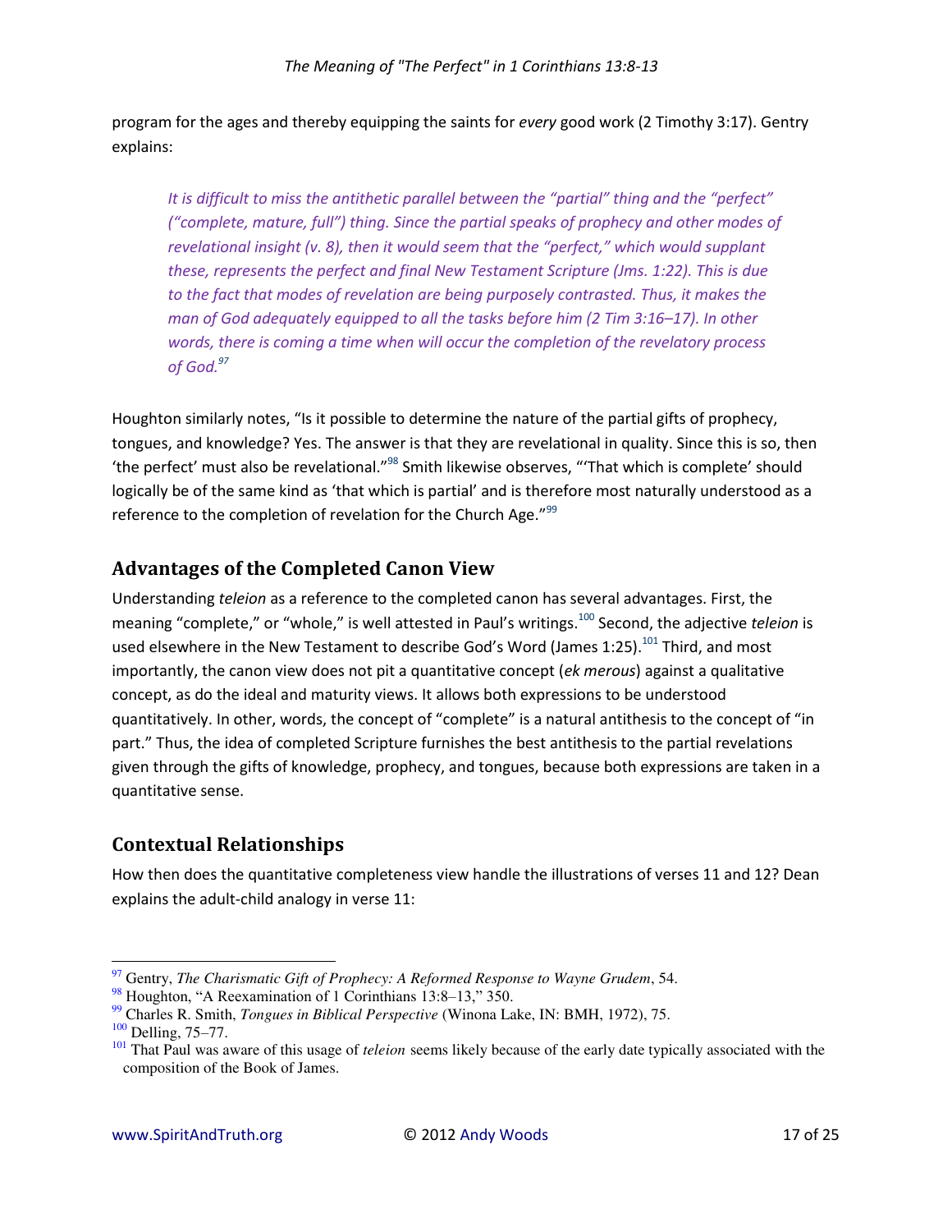program for the ages and thereby equipping the saints for *every* good work (2 Timothy 3:17). Gentry explains:

> *It is difficult to miss the antithetic parallel between the "partial" thing and the "perfect" ("complete, mature, full") thing. Since the partial speaks of prophecy and other modes of revelational insight (v. 8), then it would seem that the "perfect," which would supplant these, represents the perfect and final New Testament Scripture (Jms. 1:22). This is due to the fact that modes of revelation are being purposely contrasted. Thus, it makes the man of God adequately equipped to all the tasks before him (2 Tim 3:16–17). In other words, there is coming a time when will occur the completion of the revelatory process of God.*[97]

Houghton similarly notes, "Is it possible to determine the nature of the partial gifts of prophecy, tongues, and knowledge? Yes. The answer is that they are revelational in quality. Since this is so, then 'the perfect' must also be revelational."[98] Smith likewise observes, "'That which is complete' should logically be of the same kind as 'that which is partial' and is therefore most naturally understood as a reference to the completion of revelation for the Church Age."[99]

## Advantages of the Completed Canon View

Understanding *teleion* as a reference to the completed canon has several advantages. First, the meaning "complete," or "whole," is well attested in Paul's writings.[100] Second, the adjective *teleion* is used elsewhere in the New Testament to describe God's Word (James 1:25).[101] Third, and most importantly, the canon view does not pit a quantitative concept (*ek merous*) against a qualitative concept, as do the ideal and maturity views. It allows both expressions to be understood quantitatively. In other, words, the concept of "complete" is a natural antithesis to the concept of "in part." Thus, the idea of completed Scripture furnishes the best antithesis to the partial revelations given through the gifts of knowledge, prophecy, and tongues, because both expressions are taken in a quantitative sense.

## Contextual Relationships

How then does the quantitative completeness view handle the illustrations of verses 11 and 12? Dean explains the adult-child analogy in verse 11:

---

[97] Gentry, *The Charismatic Gift of Prophecy: A Reformed Response to Wayne Grudem*, 54.

[98] Houghton, "A Reexamination of 1 Corinthians 13:8–13," 350.

[99] Charles R. Smith, *Tongues in Biblical Perspective* (Winona Lake, IN: BMH, 1972), 75.

[100] Delling, 75–77.

[101] That Paul was aware of this usage of *teleion* seems likely because of the early date typically associated with the composition of the Book of James.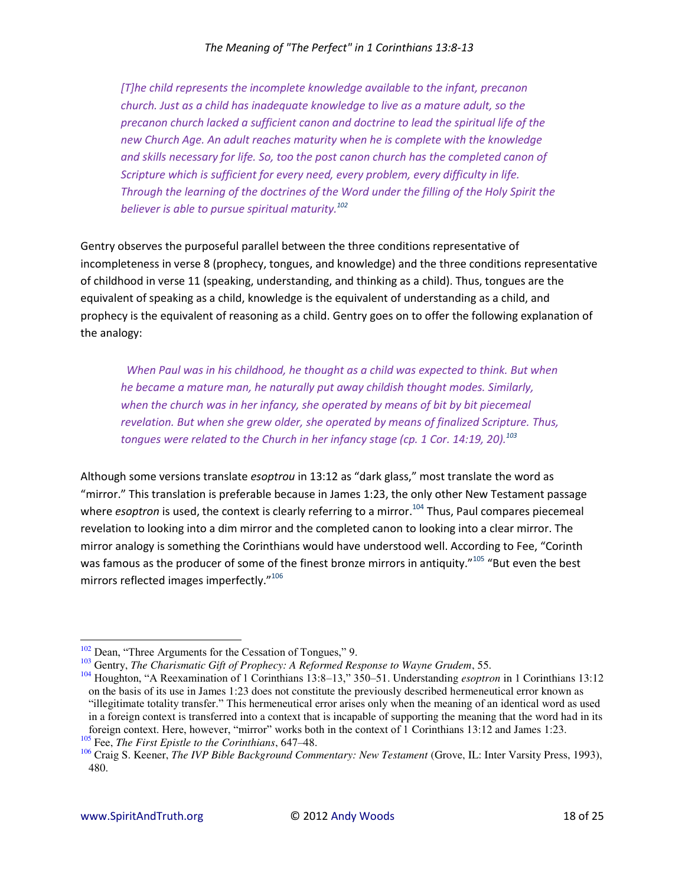*[T]he child represents the incomplete knowledge available to the infant, precanon church. Just as a child has inadequate knowledge to live as a mature adult, so the precanon church lacked a sufficient canon and doctrine to lead the spiritual life of the new Church Age. An adult reaches maturity when he is complete with the knowledge and skills necessary for life. So, too the post canon church has the completed canon of Scripture which is sufficient for every need, every problem, every difficulty in life. Through the learning of the doctrines of the Word under the filling of the Holy Spirit the believer is able to pursue spiritual maturity.*[102]

Gentry observes the purposeful parallel between the three conditions representative of incompleteness in verse 8 (prophecy, tongues, and knowledge) and the three conditions representative of childhood in verse 11 (speaking, understanding, and thinking as a child). Thus, tongues are the equivalent of speaking as a child, knowledge is the equivalent of understanding as a child, and prophecy is the equivalent of reasoning as a child. Gentry goes on to offer the following explanation of the analogy:

*When Paul was in his childhood, he thought as a child was expected to think. But when he became a mature man, he naturally put away childish thought modes. Similarly, when the church was in her infancy, she operated by means of bit by bit piecemeal revelation. But when she grew older, she operated by means of finalized Scripture. Thus, tongues were related to the Church in her infancy stage (cp. 1 Cor. 14:19, 20).*[103]

Although some versions translate *esoptrou* in 13:12 as "dark glass," most translate the word as "mirror." This translation is preferable because in James 1:23, the only other New Testament passage where *esoptron* is used, the context is clearly referring to a mirror.[104] Thus, Paul compares piecemeal revelation to looking into a dim mirror and the completed canon to looking into a clear mirror. The mirror analogy is something the Corinthians would have understood well. According to Fee, "Corinth was famous as the producer of some of the finest bronze mirrors in antiquity."[105] "But even the best mirrors reflected images imperfectly."[106]

---

[102] Dean, "Three Arguments for the Cessation of Tongues," 9.

[103] Gentry, *The Charismatic Gift of Prophecy: A Reformed Response to Wayne Grudem*, 55.

[104] Houghton, "A Reexamination of 1 Corinthians 13:8–13," 350–51. Understanding *esoptron* in 1 Corinthians 13:12 on the basis of its use in James 1:23 does not constitute the previously described hermeneutical error known as "illegitimate totality transfer." This hermeneutical error arises only when the meaning of an identical word as used in a foreign context is transferred into a context that is incapable of supporting the meaning that the word had in its foreign context. Here, however, "mirror" works both in the context of 1 Corinthians 13:12 and James 1:23.

[105] Fee, *The First Epistle to the Corinthians*, 647–48.

[106] Craig S. Keener, *The IVP Bible Background Commentary: New Testament* (Grove, IL: Inter Varsity Press, 1993), 480.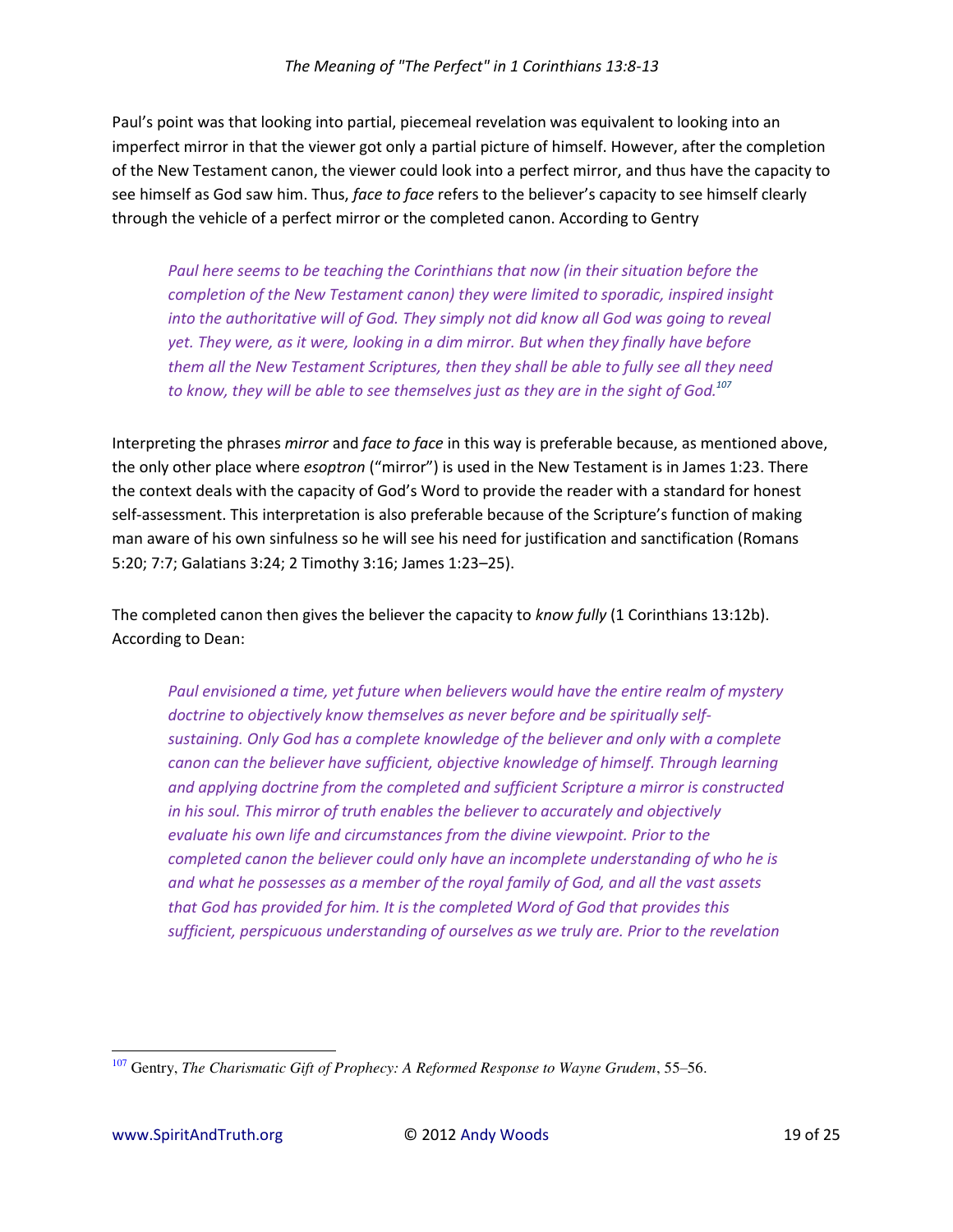Paul's point was that looking into partial, piecemeal revelation was equivalent to looking into an imperfect mirror in that the viewer got only a partial picture of himself. However, after the completion of the New Testament canon, the viewer could look into a perfect mirror, and thus have the capacity to see himself as God saw him. Thus, *face to face* refers to the believer's capacity to see himself clearly through the vehicle of a perfect mirror or the completed canon. According to Gentry

> *Paul here seems to be teaching the Corinthians that now (in their situation before the completion of the New Testament canon) they were limited to sporadic, inspired insight into the authoritative will of God. They simply not did know all God was going to reveal yet. They were, as it were, looking in a dim mirror. But when they finally have before them all the New Testament Scriptures, then they shall be able to fully see all they need to know, they will be able to see themselves just as they are in the sight of God.*[107]

Interpreting the phrases *mirror* and *face to face* in this way is preferable because, as mentioned above, the only other place where *esoptron* ("mirror") is used in the New Testament is in James 1:23. There the context deals with the capacity of God's Word to provide the reader with a standard for honest self-assessment. This interpretation is also preferable because of the Scripture's function of making man aware of his own sinfulness so he will see his need for justification and sanctification (Romans 5:20; 7:7; Galatians 3:24; 2 Timothy 3:16; James 1:23–25).

The completed canon then gives the believer the capacity to *know fully* (1 Corinthians 13:12b). According to Dean:

> *Paul envisioned a time, yet future when believers would have the entire realm of mystery doctrine to objectively know themselves as never before and be spiritually self-sustaining. Only God has a complete knowledge of the believer and only with a complete canon can the believer have sufficient, objective knowledge of himself. Through learning and applying doctrine from the completed and sufficient Scripture a mirror is constructed in his soul. This mirror of truth enables the believer to accurately and objectively evaluate his own life and circumstances from the divine viewpoint. Prior to the completed canon the believer could only have an incomplete understanding of who he is and what he possesses as a member of the royal family of God, and all the vast assets that God has provided for him. It is the completed Word of God that provides this sufficient, perspicuous understanding of ourselves as we truly are. Prior to the revelation*

---

[107] Gentry, *The Charismatic Gift of Prophecy: A Reformed Response to Wayne Grudem*, 55–56.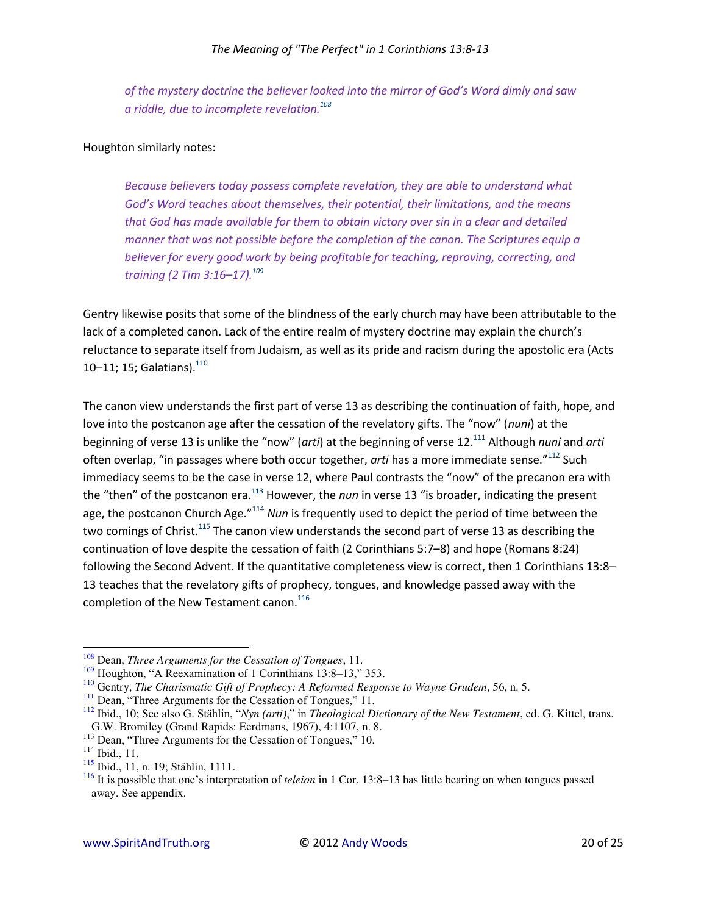*of the mystery doctrine the believer looked into the mirror of God's Word dimly and saw a riddle, due to incomplete revelation.*[108]

Houghton similarly notes:

> *Because believers today possess complete revelation, they are able to understand what God's Word teaches about themselves, their potential, their limitations, and the means that God has made available for them to obtain victory over sin in a clear and detailed manner that was not possible before the completion of the canon. The Scriptures equip a believer for every good work by being profitable for teaching, reproving, correcting, and training (2 Tim 3:16–17).*[109]

Gentry likewise posits that some of the blindness of the early church may have been attributable to the lack of a completed canon. Lack of the entire realm of mystery doctrine may explain the church's reluctance to separate itself from Judaism, as well as its pride and racism during the apostolic era (Acts 10–11; 15; Galatians).[110]

The canon view understands the first part of verse 13 as describing the continuation of faith, hope, and love into the postcanon age after the cessation of the revelatory gifts. The "now" (*nuni*) at the beginning of verse 13 is unlike the "now" (*arti*) at the beginning of verse 12.[111] Although *nuni* and *arti* often overlap, "in passages where both occur together, *arti* has a more immediate sense."[112] Such immediacy seems to be the case in verse 12, where Paul contrasts the "now" of the precanon era with the "then" of the postcanon era.[113] However, the *nun* in verse 13 "is broader, indicating the present age, the postcanon Church Age."[114] *Nun* is frequently used to depict the period of time between the two comings of Christ.[115] The canon view understands the second part of verse 13 as describing the continuation of love despite the cessation of faith (2 Corinthians 5:7–8) and hope (Romans 8:24) following the Second Advent. If the quantitative completeness view is correct, then 1 Corinthians 13:8–13 teaches that the revelatory gifts of prophecy, tongues, and knowledge passed away with the completion of the New Testament canon.[116]

---

[108] Dean, *Three Arguments for the Cessation of Tongues*, 11.
[109] Houghton, "A Reexamination of 1 Corinthians 13:8–13," 353.
[110] Gentry, *The Charismatic Gift of Prophecy: A Reformed Response to Wayne Grudem*, 56, n. 5.
[111] Dean, "Three Arguments for the Cessation of Tongues," 11.
[112] Ibid., 10; See also G. Stählin, "*Nyn (arti)*," in *Theological Dictionary of the New Testament*, ed. G. Kittel, trans. G.W. Bromiley (Grand Rapids: Eerdmans, 1967), 4:1107, n. 8.
[113] Dean, "Three Arguments for the Cessation of Tongues," 10.
[114] Ibid., 11.
[115] Ibid., 11, n. 19; Stählin, 1111.
[116] It is possible that one's interpretation of *teleion* in 1 Cor. 13:8–13 has little bearing on when tongues passed away. See appendix.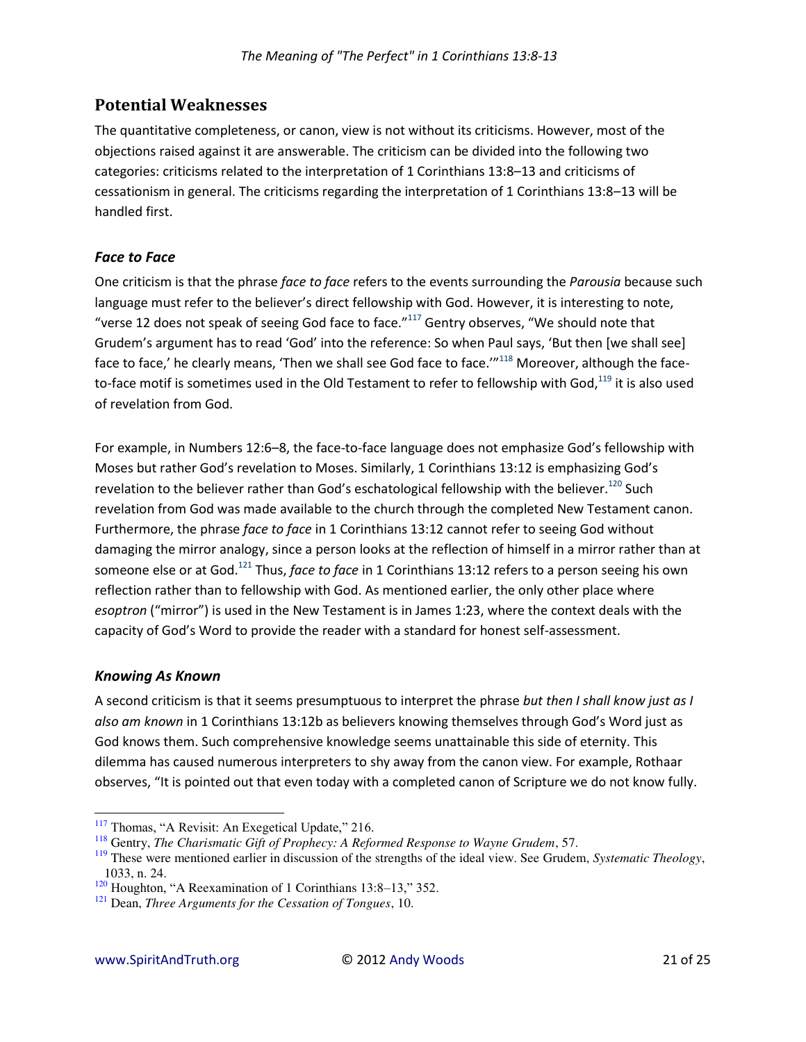## Potential Weaknesses

The quantitative completeness, or canon, view is not without its criticisms. However, most of the objections raised against it are answerable. The criticism can be divided into the following two categories: criticisms related to the interpretation of 1 Corinthians 13:8–13 and criticisms of cessationism in general. The criticisms regarding the interpretation of 1 Corinthians 13:8–13 will be handled first.

### *Face to Face*

One criticism is that the phrase *face to face* refers to the events surrounding the *Parousia* because such language must refer to the believer's direct fellowship with God. However, it is interesting to note, "verse 12 does not speak of seeing God face to face."[117] Gentry observes, "We should note that Grudem's argument has to read 'God' into the reference: So when Paul says, 'But then [we shall see] face to face,' he clearly means, 'Then we shall see God face to face.'"[118] Moreover, although the face-to-face motif is sometimes used in the Old Testament to refer to fellowship with God,[119] it is also used of revelation from God.

For example, in Numbers 12:6–8, the face-to-face language does not emphasize God's fellowship with Moses but rather God's revelation to Moses. Similarly, 1 Corinthians 13:12 is emphasizing God's revelation to the believer rather than God's eschatological fellowship with the believer.[120] Such revelation from God was made available to the church through the completed New Testament canon. Furthermore, the phrase *face to face* in 1 Corinthians 13:12 cannot refer to seeing God without damaging the mirror analogy, since a person looks at the reflection of himself in a mirror rather than at someone else or at God.[121] Thus, *face to face* in 1 Corinthians 13:12 refers to a person seeing his own reflection rather than to fellowship with God. As mentioned earlier, the only other place where *esoptron* ("mirror") is used in the New Testament is in James 1:23, where the context deals with the capacity of God's Word to provide the reader with a standard for honest self-assessment.

### *Knowing As Known*

A second criticism is that it seems presumptuous to interpret the phrase *but then I shall know just as I also am known* in 1 Corinthians 13:12b as believers knowing themselves through God's Word just as God knows them. Such comprehensive knowledge seems unattainable this side of eternity. This dilemma has caused numerous interpreters to shy away from the canon view. For example, Rothaar observes, "It is pointed out that even today with a completed canon of Scripture we do not know fully.

---

[117] Thomas, "A Revisit: An Exegetical Update," 216.

[118] Gentry, *The Charismatic Gift of Prophecy: A Reformed Response to Wayne Grudem*, 57.

[119] These were mentioned earlier in discussion of the strengths of the ideal view. See Grudem, *Systematic Theology*, 1033, n. 24.

[120] Houghton, "A Reexamination of 1 Corinthians 13:8–13," 352.

[121] Dean, *Three Arguments for the Cessation of Tongues*, 10.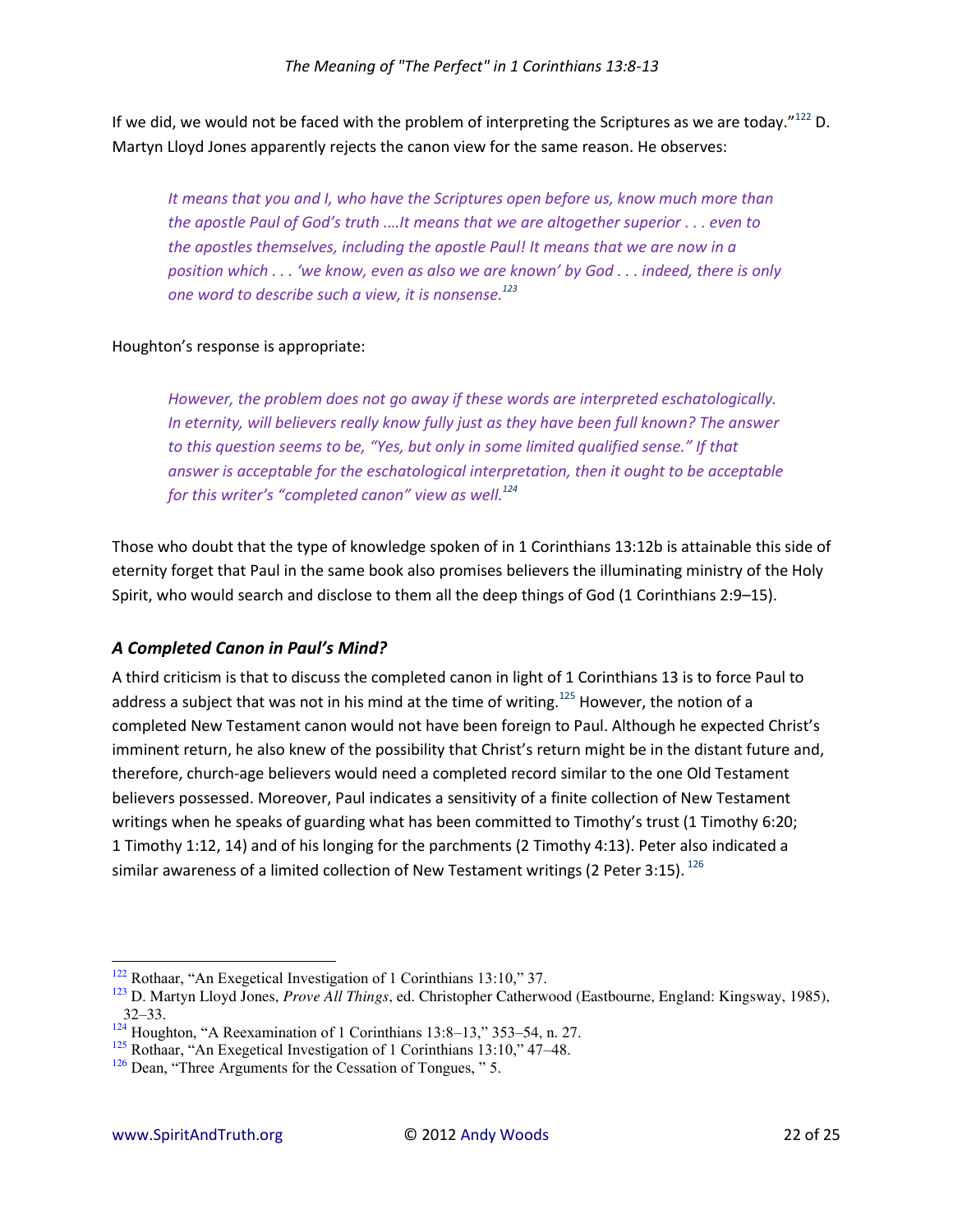If we did, we would not be faced with the problem of interpreting the Scriptures as we are today."[122] D. Martyn Lloyd Jones apparently rejects the canon view for the same reason. He observes:

> *It means that you and I, who have the Scriptures open before us, know much more than the apostle Paul of God's truth ....It means that we are altogether superior . . . even to the apostles themselves, including the apostle Paul! It means that we are now in a position which . . . 'we know, even as also we are known' by God . . . indeed, there is only one word to describe such a view, it is nonsense.*[123]

Houghton's response is appropriate:

> *However, the problem does not go away if these words are interpreted eschatologically. In eternity, will believers really know fully just as they have been full known? The answer to this question seems to be, "Yes, but only in some limited qualified sense." If that answer is acceptable for the eschatological interpretation, then it ought to be acceptable for this writer's "completed canon" view as well.*[124]

Those who doubt that the type of knowledge spoken of in 1 Corinthians 13:12b is attainable this side of eternity forget that Paul in the same book also promises believers the illuminating ministry of the Holy Spirit, who would search and disclose to them all the deep things of God (1 Corinthians 2:9–15).

### *A Completed Canon in Paul's Mind?*

A third criticism is that to discuss the completed canon in light of 1 Corinthians 13 is to force Paul to address a subject that was not in his mind at the time of writing.[125] However, the notion of a completed New Testament canon would not have been foreign to Paul. Although he expected Christ's imminent return, he also knew of the possibility that Christ's return might be in the distant future and, therefore, church-age believers would need a completed record similar to the one Old Testament believers possessed. Moreover, Paul indicates a sensitivity of a finite collection of New Testament writings when he speaks of guarding what has been committed to Timothy's trust (1 Timothy 6:20; 1 Timothy 1:12, 14) and of his longing for the parchments (2 Timothy 4:13). Peter also indicated a similar awareness of a limited collection of New Testament writings (2 Peter 3:15).[126]

---

[122] Rothaar, "An Exegetical Investigation of 1 Corinthians 13:10," 37.

[123] D. Martyn Lloyd Jones, *Prove All Things*, ed. Christopher Catherwood (Eastbourne, England: Kingsway, 1985), 32–33.

[124] Houghton, "A Reexamination of 1 Corinthians 13:8–13," 353–54, n. 27.

[125] Rothaar, "An Exegetical Investigation of 1 Corinthians 13:10," 47–48.

[126] Dean, "Three Arguments for the Cessation of Tongues, " 5.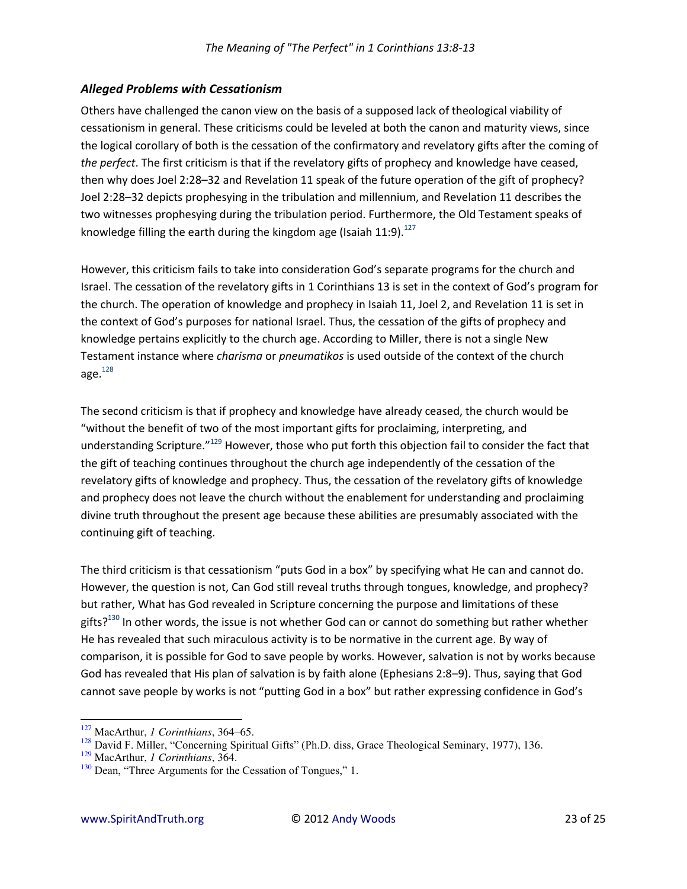### *Alleged Problems with Cessationism*

Others have challenged the canon view on the basis of a supposed lack of theological viability of cessationism in general. These criticisms could be leveled at both the canon and maturity views, since the logical corollary of both is the cessation of the confirmatory and revelatory gifts after the coming of *the perfect*. The first criticism is that if the revelatory gifts of prophecy and knowledge have ceased, then why does Joel 2:28–32 and Revelation 11 speak of the future operation of the gift of prophecy? Joel 2:28–32 depicts prophesying in the tribulation and millennium, and Revelation 11 describes the two witnesses prophesying during the tribulation period. Furthermore, the Old Testament speaks of knowledge filling the earth during the kingdom age (Isaiah 11:9).[127]

However, this criticism fails to take into consideration God's separate programs for the church and Israel. The cessation of the revelatory gifts in 1 Corinthians 13 is set in the context of God's program for the church. The operation of knowledge and prophecy in Isaiah 11, Joel 2, and Revelation 11 is set in the context of God's purposes for national Israel. Thus, the cessation of the gifts of prophecy and knowledge pertains explicitly to the church age. According to Miller, there is not a single New Testament instance where *charisma* or *pneumatikos* is used outside of the context of the church age.[128]

The second criticism is that if prophecy and knowledge have already ceased, the church would be "without the benefit of two of the most important gifts for proclaiming, interpreting, and understanding Scripture."[129] However, those who put forth this objection fail to consider the fact that the gift of teaching continues throughout the church age independently of the cessation of the revelatory gifts of knowledge and prophecy. Thus, the cessation of the revelatory gifts of knowledge and prophecy does not leave the church without the enablement for understanding and proclaiming divine truth throughout the present age because these abilities are presumably associated with the continuing gift of teaching.

The third criticism is that cessationism "puts God in a box" by specifying what He can and cannot do. However, the question is not, Can God still reveal truths through tongues, knowledge, and prophecy? but rather, What has God revealed in Scripture concerning the purpose and limitations of these gifts?[130] In other words, the issue is not whether God can or cannot do something but rather whether He has revealed that such miraculous activity is to be normative in the current age. By way of comparison, it is possible for God to save people by works. However, salvation is not by works because God has revealed that His plan of salvation is by faith alone (Ephesians 2:8–9). Thus, saying that God cannot save people by works is not "putting God in a box" but rather expressing confidence in God's

---

[127] MacArthur, *1 Corinthians*, 364–65.

[128] David F. Miller, "Concerning Spiritual Gifts" (Ph.D. diss, Grace Theological Seminary, 1977), 136.

[129] MacArthur, *1 Corinthians*, 364.

[130] Dean, "Three Arguments for the Cessation of Tongues," 1.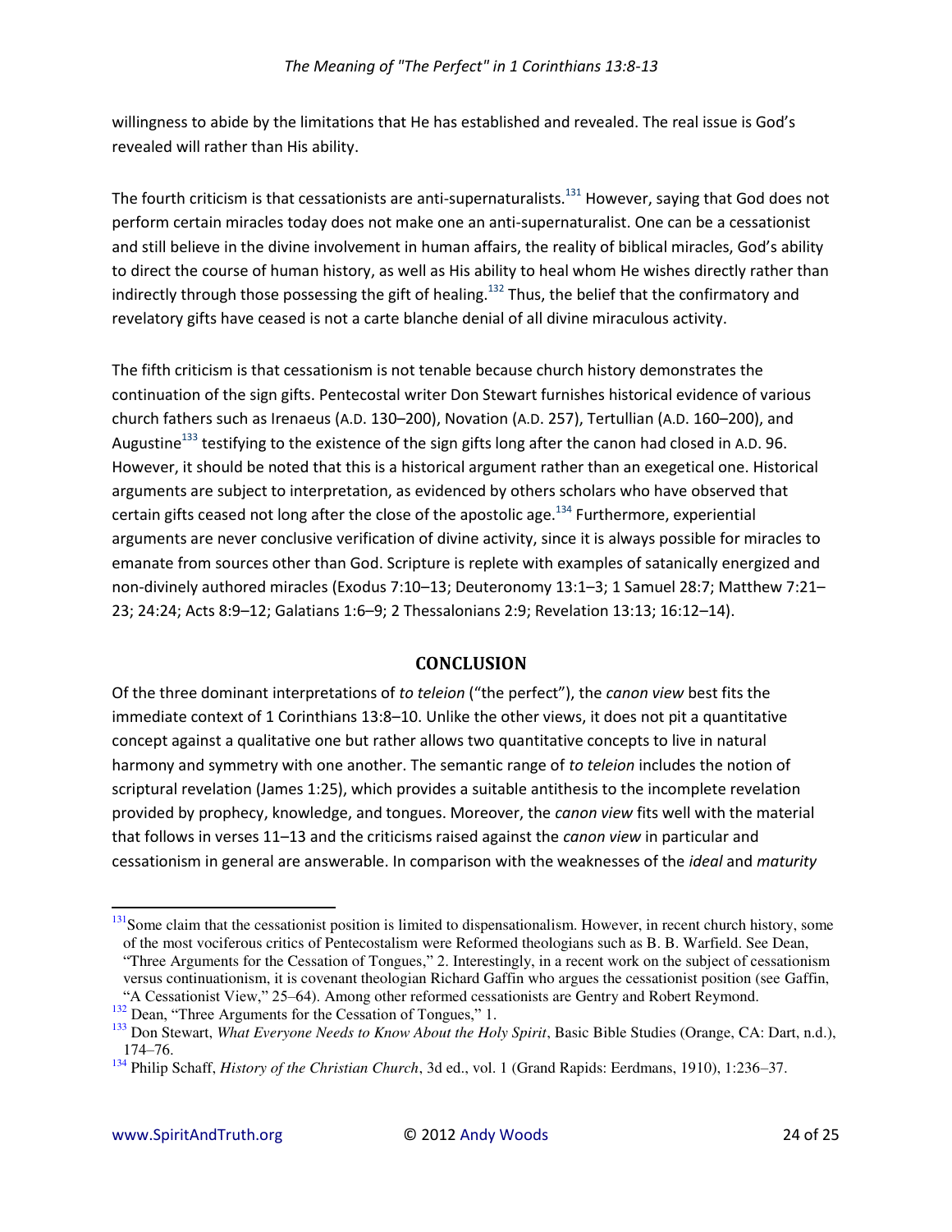willingness to abide by the limitations that He has established and revealed. The real issue is God's revealed will rather than His ability.

The fourth criticism is that cessationists are anti-supernaturalists.[131] However, saying that God does not perform certain miracles today does not make one an anti-supernaturalist. One can be a cessationist and still believe in the divine involvement in human affairs, the reality of biblical miracles, God's ability to direct the course of human history, as well as His ability to heal whom He wishes directly rather than indirectly through those possessing the gift of healing.[132] Thus, the belief that the confirmatory and revelatory gifts have ceased is not a carte blanche denial of all divine miraculous activity.

The fifth criticism is that cessationism is not tenable because church history demonstrates the continuation of the sign gifts. Pentecostal writer Don Stewart furnishes historical evidence of various church fathers such as Irenaeus (A.D. 130–200), Novation (A.D. 257), Tertullian (A.D. 160–200), and Augustine[133] testifying to the existence of the sign gifts long after the canon had closed in A.D. 96. However, it should be noted that this is a historical argument rather than an exegetical one. Historical arguments are subject to interpretation, as evidenced by others scholars who have observed that certain gifts ceased not long after the close of the apostolic age.[134] Furthermore, experiential arguments are never conclusive verification of divine activity, since it is always possible for miracles to emanate from sources other than God. Scripture is replete with examples of satanically energized and non-divinely authored miracles (Exodus 7:10–13; Deuteronomy 13:1–3; 1 Samuel 28:7; Matthew 7:21–23; 24:24; Acts 8:9–12; Galatians 1:6–9; 2 Thessalonians 2:9; Revelation 13:13; 16:12–14).

## CONCLUSION

Of the three dominant interpretations of *to teleion* ("the perfect"), the *canon view* best fits the immediate context of 1 Corinthians 13:8–10. Unlike the other views, it does not pit a quantitative concept against a qualitative one but rather allows two quantitative concepts to live in natural harmony and symmetry with one another. The semantic range of *to teleion* includes the notion of scriptural revelation (James 1:25), which provides a suitable antithesis to the incomplete revelation provided by prophecy, knowledge, and tongues. Moreover, the *canon view* fits well with the material that follows in verses 11–13 and the criticisms raised against the *canon view* in particular and cessationism in general are answerable. In comparison with the weaknesses of the *ideal* and *maturity*

---

[131] Some claim that the cessationist position is limited to dispensationalism. However, in recent church history, some of the most vociferous critics of Pentecostalism were Reformed theologians such as B. B. Warfield. See Dean, "Three Arguments for the Cessation of Tongues," 2. Interestingly, in a recent work on the subject of cessationism versus continuationism, it is covenant theologian Richard Gaffin who argues the cessationist position (see Gaffin, "A Cessationist View," 25–64). Among other reformed cessationists are Gentry and Robert Reymond.

[132] Dean, "Three Arguments for the Cessation of Tongues," 1.

[133] Don Stewart, *What Everyone Needs to Know About the Holy Spirit*, Basic Bible Studies (Orange, CA: Dart, n.d.), 174–76.

[134] Philip Schaff, *History of the Christian Church*, 3d ed., vol. 1 (Grand Rapids: Eerdmans, 1910), 1:236–37.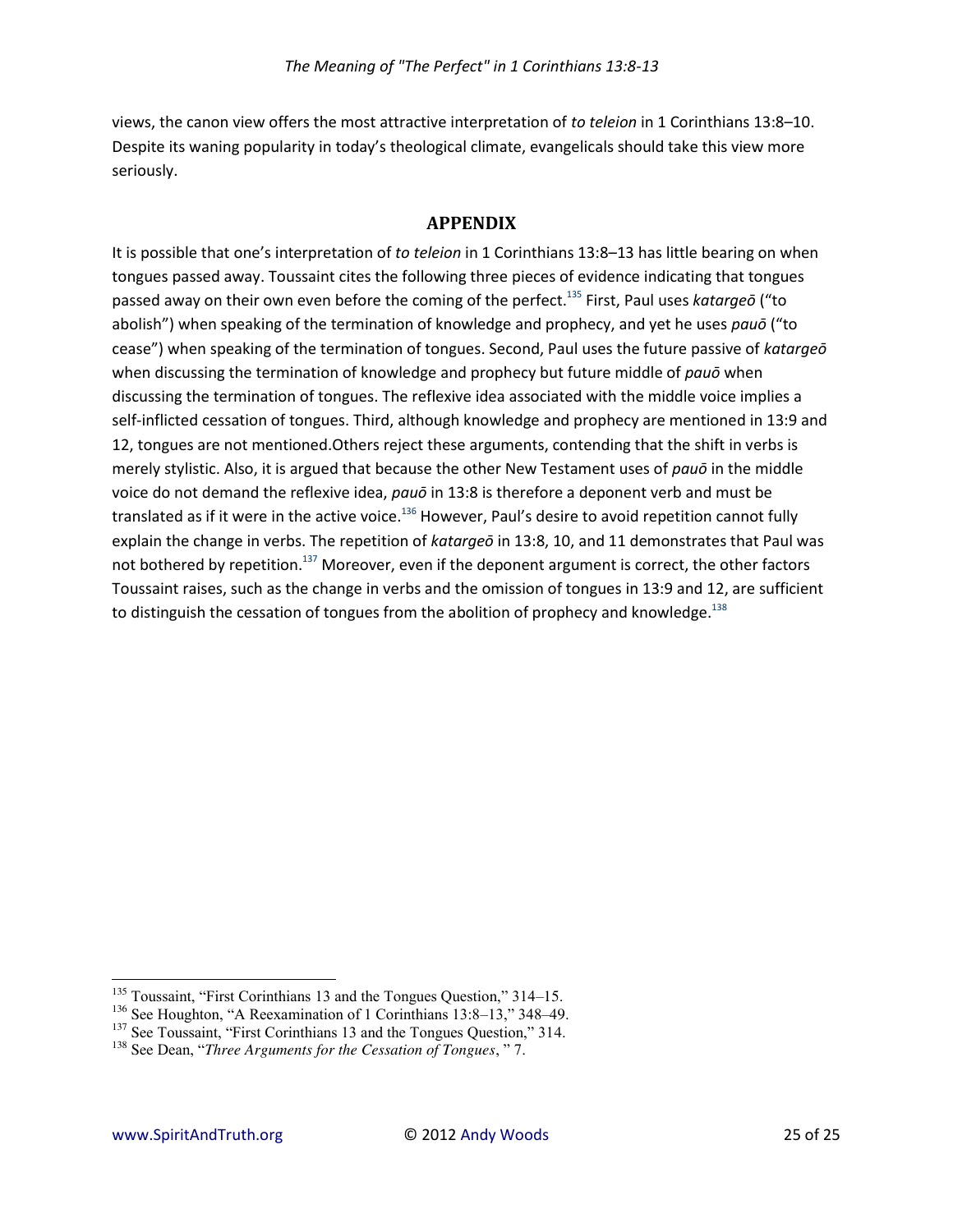views, the canon view offers the most attractive interpretation of *to teleion* in 1 Corinthians 13:8–10. Despite its waning popularity in today's theological climate, evangelicals should take this view more seriously.

## APPENDIX

It is possible that one's interpretation of *to teleion* in 1 Corinthians 13:8–13 has little bearing on when tongues passed away. Toussaint cites the following three pieces of evidence indicating that tongues passed away on their own even before the coming of the perfect.[135] First, Paul uses *katargeō* ("to abolish") when speaking of the termination of knowledge and prophecy, and yet he uses *pauō* ("to cease") when speaking of the termination of tongues. Second, Paul uses the future passive of *katargeō* when discussing the termination of knowledge and prophecy but future middle of *pauō* when discussing the termination of tongues. The reflexive idea associated with the middle voice implies a self-inflicted cessation of tongues. Third, although knowledge and prophecy are mentioned in 13:9 and 12, tongues are not mentioned.Others reject these arguments, contending that the shift in verbs is merely stylistic. Also, it is argued that because the other New Testament uses of *pauō* in the middle voice do not demand the reflexive idea, *pauō* in 13:8 is therefore a deponent verb and must be translated as if it were in the active voice.[136] However, Paul's desire to avoid repetition cannot fully explain the change in verbs. The repetition of *katargeō* in 13:8, 10, and 11 demonstrates that Paul was not bothered by repetition.[137] Moreover, even if the deponent argument is correct, the other factors Toussaint raises, such as the change in verbs and the omission of tongues in 13:9 and 12, are sufficient to distinguish the cessation of tongues from the abolition of prophecy and knowledge.[138]

---

[135] Toussaint, "First Corinthians 13 and the Tongues Question," 314–15.

[136] See Houghton, "A Reexamination of 1 Corinthians 13:8–13," 348–49.

[137] See Toussaint, "First Corinthians 13 and the Tongues Question," 314.

[138] See Dean, "*Three Arguments for the Cessation of Tongues*, " 7.